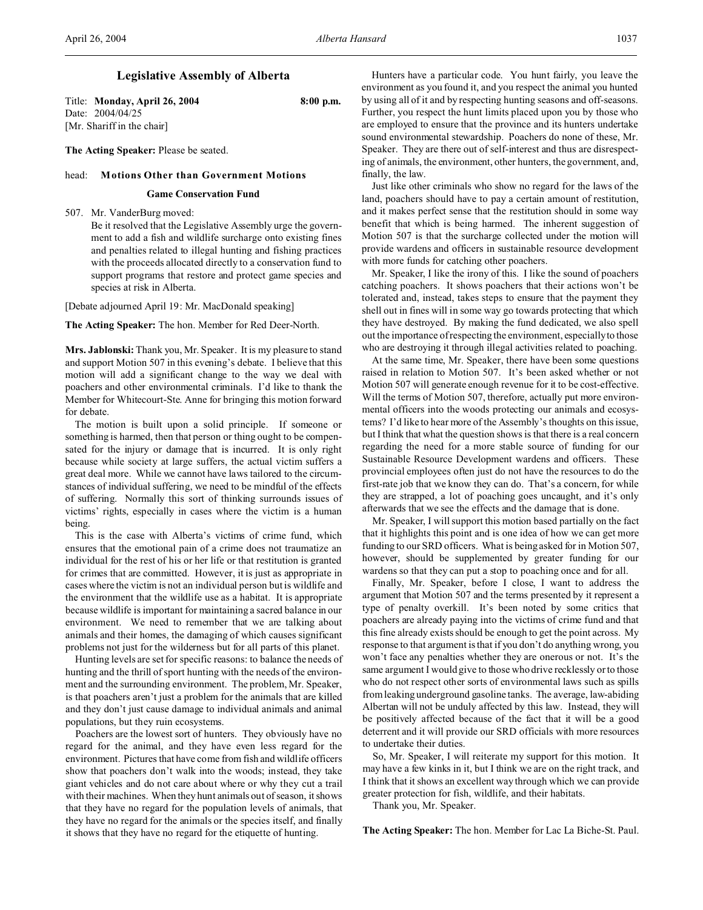# Legislative Assembly of Alberta

Title: **Monday, April 26, 2004** **8:00 p.m.**
Date: 2004/04/25
[Mr. Shariff in the chair]

**The Acting Speaker:** Please be seated.

head: **Motions Other than Government Motions**

### Game Conservation Fund

507. Mr. VanderBurg moved:

Be it resolved that the Legislative Assembly urge the government to add a fish and wildlife surcharge onto existing fines and penalties related to illegal hunting and fishing practices with the proceeds allocated directly to a conservation fund to support programs that restore and protect game species and species at risk in Alberta.

[Debate adjourned April 19: Mr. MacDonald speaking]

**The Acting Speaker:** The hon. Member for Red Deer-North.

**Mrs. Jablonski:** Thank you, Mr. Speaker. It is my pleasure to stand and support Motion 507 in this evening's debate. I believe that this motion will add a significant change to the way we deal with poachers and other environmental criminals. I'd like to thank the Member for Whitecourt-Ste. Anne for bringing this motion forward for debate.

The motion is built upon a solid principle. If someone or something is harmed, then that person or thing ought to be compensated for the injury or damage that is incurred. It is only right because while society at large suffers, the actual victim suffers a great deal more. While we cannot have laws tailored to the circumstances of individual suffering, we need to be mindful of the effects of suffering. Normally this sort of thinking surrounds issues of victims' rights, especially in cases where the victim is a human being.

This is the case with Alberta's victims of crime fund, which ensures that the emotional pain of a crime does not traumatize an individual for the rest of his or her life or that restitution is granted for crimes that are committed. However, it is just as appropriate in cases where the victim is not an individual person but is wildlife and the environment that the wildlife use as a habitat. It is appropriate because wildlife is important for maintaining a sacred balance in our environment. We need to remember that we are talking about animals and their homes, the damaging of which causes significant problems not just for the wilderness but for all parts of this planet.

Hunting levels are set for specific reasons: to balance the needs of hunting and the thrill of sport hunting with the needs of the environment and the surrounding environment. The problem, Mr. Speaker, is that poachers aren't just a problem for the animals that are killed and they don't just cause damage to individual animals and animal populations, but they ruin ecosystems.

Poachers are the lowest sort of hunters. They obviously have no regard for the animal, and they have even less regard for the environment. Pictures that have come from fish and wildlife officers show that poachers don't walk into the woods; instead, they take giant vehicles and do not care about where or why they cut a trail with their machines. When they hunt animals out of season, it shows that they have no regard for the population levels of animals, that they have no regard for the animals or the species itself, and finally it shows that they have no regard for the etiquette of hunting.

Hunters have a particular code. You hunt fairly, you leave the environment as you found it, and you respect the animal you hunted by using all of it and by respecting hunting seasons and off-seasons. Further, you respect the hunt limits placed upon you by those who are employed to ensure that the province and its hunters undertake sound environmental stewardship. Poachers do none of these, Mr. Speaker. They are there out of self-interest and thus are disrespecting of animals, the environment, other hunters, the government, and, finally, the law.

Just like other criminals who show no regard for the laws of the land, poachers should have to pay a certain amount of restitution, and it makes perfect sense that the restitution should in some way benefit that which is being harmed. The inherent suggestion of Motion 507 is that the surcharge collected under the motion will provide wardens and officers in sustainable resource development with more funds for catching other poachers.

Mr. Speaker, I like the irony of this. I like the sound of poachers catching poachers. It shows poachers that their actions won't be tolerated and, instead, takes steps to ensure that the payment they shell out in fines will in some way go towards protecting that which they have destroyed. By making the fund dedicated, we also spell out the importance of respecting the environment, especially to those who are destroying it through illegal activities related to poaching.

At the same time, Mr. Speaker, there have been some questions raised in relation to Motion 507. It's been asked whether or not Motion 507 will generate enough revenue for it to be cost-effective. Will the terms of Motion 507, therefore, actually put more environmental officers into the woods protecting our animals and ecosystems? I'd like to hear more of the Assembly's thoughts on this issue, but I think that what the question shows is that there is a real concern regarding the need for a more stable source of funding for our Sustainable Resource Development wardens and officers. These provincial employees often just do not have the resources to do the first-rate job that we know they can do. That's a concern, for while they are strapped, a lot of poaching goes uncaught, and it's only afterwards that we see the effects and the damage that is done.

Mr. Speaker, I will support this motion based partially on the fact that it highlights this point and is one idea of how we can get more funding to our SRD officers. What is being asked for in Motion 507, however, should be supplemented by greater funding for our wardens so that they can put a stop to poaching once and for all.

Finally, Mr. Speaker, before I close, I want to address the argument that Motion 507 and the terms presented by it represent a type of penalty overkill. It's been noted by some critics that poachers are already paying into the victims of crime fund and that this fine already exists should be enough to get the point across. My response to that argument is that if you don't do anything wrong, you won't face any penalties whether they are onerous or not. It's the same argument I would give to those who drive recklessly or to those who do not respect other sorts of environmental laws such as spills from leaking underground gasoline tanks. The average, law-abiding Albertan will not be unduly affected by this law. Instead, they will be positively affected because of the fact that it will be a good deterrent and it will provide our SRD officials with more resources to undertake their duties.

So, Mr. Speaker, I will reiterate my support for this motion. It may have a few kinks in it, but I think we are on the right track, and I think that it shows an excellent way through which we can provide greater protection for fish, wildlife, and their habitats.

Thank you, Mr. Speaker.

**The Acting Speaker:** The hon. Member for Lac La Biche-St. Paul.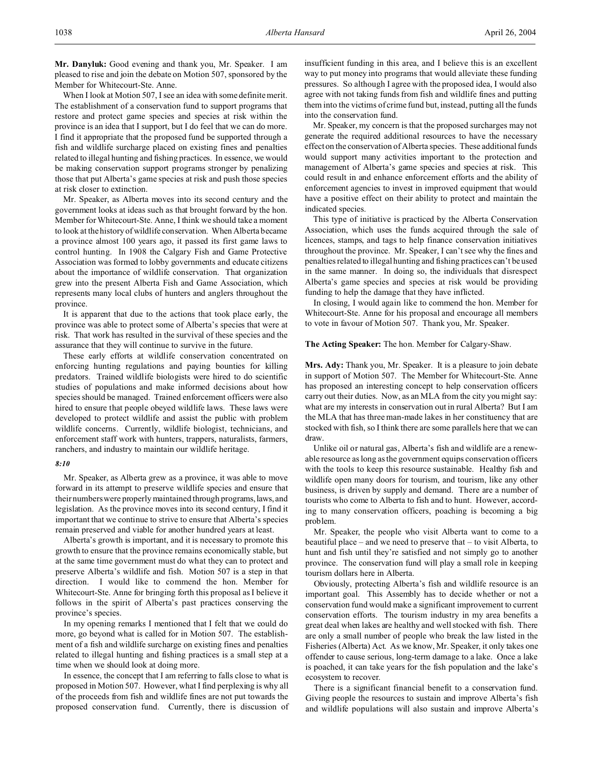**Mr. Danyluk:** Good evening and thank you, Mr. Speaker. I am pleased to rise and join the debate on Motion 507, sponsored by the Member for Whitecourt-Ste. Anne.

When I look at Motion 507, I see an idea with some definite merit. The establishment of a conservation fund to support programs that restore and protect game species and species at risk within the province is an idea that I support, but I do feel that we can do more. I find it appropriate that the proposed fund be supported through a fish and wildlife surcharge placed on existing fines and penalties related to illegal hunting and fishing practices. In essence, we would be making conservation support programs stronger by penalizing those that put Alberta's game species at risk and push those species at risk closer to extinction.

Mr. Speaker, as Alberta moves into its second century and the government looks at ideas such as that brought forward by the hon. Member for Whitecourt-Ste. Anne, I think we should take a moment to look at the history of wildlife conservation. When Alberta became a province almost 100 years ago, it passed its first game laws to control hunting. In 1908 the Calgary Fish and Game Protective Association was formed to lobby governments and educate citizens about the importance of wildlife conservation. That organization grew into the present Alberta Fish and Game Association, which represents many local clubs of hunters and anglers throughout the province.

It is apparent that due to the actions that took place early, the province was able to protect some of Alberta's species that were at risk. That work has resulted in the survival of these species and the assurance that they will continue to survive in the future.

These early efforts at wildlife conservation concentrated on enforcing hunting regulations and paying bounties for killing predators. Trained wildlife biologists were hired to do scientific studies of populations and make informed decisions about how species should be managed. Trained enforcement officers were also hired to ensure that people obeyed wildlife laws. These laws were developed to protect wildlife and assist the public with problem wildlife concerns. Currently, wildlife biologist, technicians, and enforcement staff work with hunters, trappers, naturalists, farmers, ranchers, and industry to maintain our wildlife heritage.

*8:10*

Mr. Speaker, as Alberta grew as a province, it was able to move forward in its attempt to preserve wildlife species and ensure that their numbers were properly maintained through programs, laws, and legislation. As the province moves into its second century, I find it important that we continue to strive to ensure that Alberta's species remain preserved and viable for another hundred years at least.

Alberta's growth is important, and it is necessary to promote this growth to ensure that the province remains economically stable, but at the same time government must do what they can to protect and preserve Alberta's wildlife and fish. Motion 507 is a step in that direction. I would like to commend the hon. Member for Whitecourt-Ste. Anne for bringing forth this proposal as I believe it follows in the spirit of Alberta's past practices conserving the province's species.

In my opening remarks I mentioned that I felt that we could do more, go beyond what is called for in Motion 507. The establishment of a fish and wildlife surcharge on existing fines and penalties related to illegal hunting and fishing practices is a small step at a time when we should look at doing more.

In essence, the concept that I am referring to falls close to what is proposed in Motion 507. However, what I find perplexing is why all of the proceeds from fish and wildlife fines are not put towards the proposed conservation fund. Currently, there is discussion of insufficient funding in this area, and I believe this is an excellent way to put money into programs that would alleviate these funding pressures. So although I agree with the proposed idea, I would also agree with not taking funds from fish and wildlife fines and putting them into the victims of crime fund but, instead, putting all the funds into the conservation fund.

Mr. Speaker, my concern is that the proposed surcharges may not generate the required additional resources to have the necessary effect on the conservation of Alberta species. These additional funds would support many activities important to the protection and management of Alberta's game species and species at risk. This could result in and enhance enforcement efforts and the ability of enforcement agencies to invest in improved equipment that would have a positive effect on their ability to protect and maintain the indicated species.

This type of initiative is practiced by the Alberta Conservation Association, which uses the funds acquired through the sale of licences, stamps, and tags to help finance conservation initiatives throughout the province. Mr. Speaker, I can't see why the fines and penalties related to illegal hunting and fishing practices can't be used in the same manner. In doing so, the individuals that disrespect Alberta's game species and species at risk would be providing funding to help the damage that they have inflicted.

In closing, I would again like to commend the hon. Member for Whitecourt-Ste. Anne for his proposal and encourage all members to vote in favour of Motion 507. Thank you, Mr. Speaker.

**The Acting Speaker:** The hon. Member for Calgary-Shaw.

**Mrs. Ady:** Thank you, Mr. Speaker. It is a pleasure to join debate in support of Motion 507. The Member for Whitecourt-Ste. Anne has proposed an interesting concept to help conservation officers carry out their duties. Now, as an MLA from the city you might say: what are my interests in conservation out in rural Alberta? But I am the MLA that has three man-made lakes in her constituency that are stocked with fish, so I think there are some parallels here that we can draw.

Unlike oil or natural gas, Alberta's fish and wildlife are a renewable resource as long as the government equips conservation officers with the tools to keep this resource sustainable. Healthy fish and wildlife open many doors for tourism, and tourism, like any other business, is driven by supply and demand. There are a number of tourists who come to Alberta to fish and to hunt. However, according to many conservation officers, poaching is becoming a big problem.

Mr. Speaker, the people who visit Alberta want to come to a beautiful place – and we need to preserve that – to visit Alberta, to hunt and fish until they're satisfied and not simply go to another province. The conservation fund will play a small role in keeping tourism dollars here in Alberta.

Obviously, protecting Alberta's fish and wildlife resource is an important goal. This Assembly has to decide whether or not a conservation fund would make a significant improvement to current conservation efforts. The tourism industry in my area benefits a great deal when lakes are healthy and well stocked with fish. There are only a small number of people who break the law listed in the Fisheries (Alberta) Act. As we know, Mr. Speaker, it only takes one offender to cause serious, long-term damage to a lake. Once a lake is poached, it can take years for the fish population and the lake's ecosystem to recover.

There is a significant financial benefit to a conservation fund. Giving people the resources to sustain and improve Alberta's fish and wildlife populations will also sustain and improve Alberta's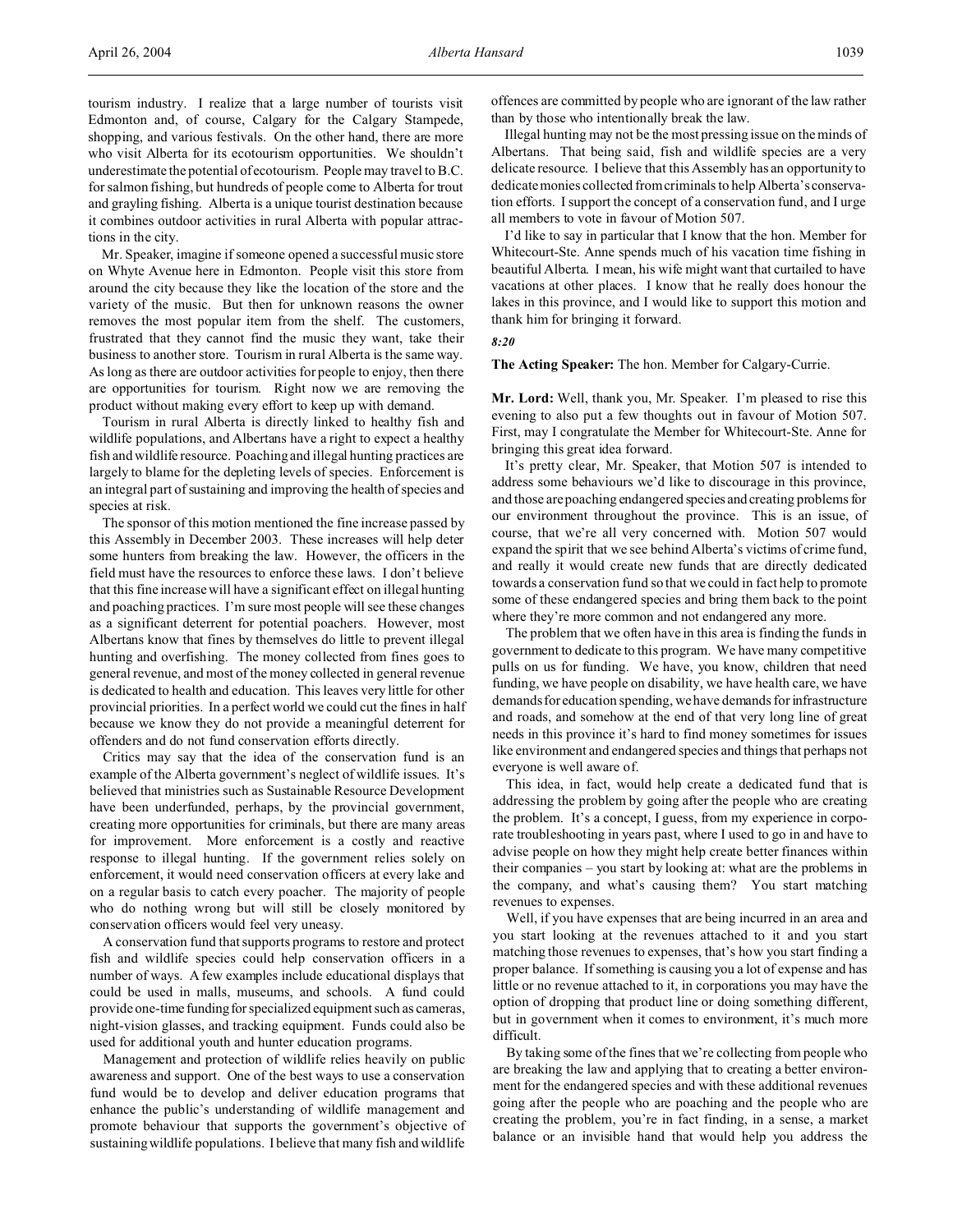tourism industry. I realize that a large number of tourists visit Edmonton and, of course, Calgary for the Calgary Stampede, shopping, and various festivals. On the other hand, there are more who visit Alberta for its ecotourism opportunities. We shouldn't underestimate the potential of ecotourism. People may travel to B.C. for salmon fishing, but hundreds of people come to Alberta for trout and grayling fishing. Alberta is a unique tourist destination because it combines outdoor activities in rural Alberta with popular attractions in the city.

Mr. Speaker, imagine if someone opened a successful music store on Whyte Avenue here in Edmonton. People visit this store from around the city because they like the location of the store and the variety of the music. But then for unknown reasons the owner removes the most popular item from the shelf. The customers, frustrated that they cannot find the music they want, take their business to another store. Tourism in rural Alberta is the same way. As long as there are outdoor activities for people to enjoy, then there are opportunities for tourism. Right now we are removing the product without making every effort to keep up with demand.

Tourism in rural Alberta is directly linked to healthy fish and wildlife populations, and Albertans have a right to expect a healthy fish and wildlife resource. Poaching and illegal hunting practices are largely to blame for the depleting levels of species. Enforcement is an integral part of sustaining and improving the health of species and species at risk.

The sponsor of this motion mentioned the fine increase passed by this Assembly in December 2003. These increases will help deter some hunters from breaking the law. However, the officers in the field must have the resources to enforce these laws. I don't believe that this fine increase will have a significant effect on illegal hunting and poaching practices. I'm sure most people will see these changes as a significant deterrent for potential poachers. However, most Albertans know that fines by themselves do little to prevent illegal hunting and overfishing. The money collected from fines goes to general revenue, and most of the money collected in general revenue is dedicated to health and education. This leaves very little for other provincial priorities. In a perfect world we could cut the fines in half because we know they do not provide a meaningful deterrent for offenders and do not fund conservation efforts directly.

Critics may say that the idea of the conservation fund is an example of the Alberta government's neglect of wildlife issues. It's believed that ministries such as Sustainable Resource Development have been underfunded, perhaps, by the provincial government, creating more opportunities for criminals, but there are many areas for improvement. More enforcement is a costly and reactive response to illegal hunting. If the government relies solely on enforcement, it would need conservation officers at every lake and on a regular basis to catch every poacher. The majority of people who do nothing wrong but will still be closely monitored by conservation officers would feel very uneasy.

A conservation fund that supports programs to restore and protect fish and wildlife species could help conservation officers in a number of ways. A few examples include educational displays that could be used in malls, museums, and schools. A fund could provide one-time funding for specialized equipment such as cameras, night-vision glasses, and tracking equipment. Funds could also be used for additional youth and hunter education programs.

Management and protection of wildlife relies heavily on public awareness and support. One of the best ways to use a conservation fund would be to develop and deliver education programs that enhance the public's understanding of wildlife management and promote behaviour that supports the government's objective of sustaining wildlife populations. I believe that many fish and wildlife offences are committed by people who are ignorant of the law rather than by those who intentionally break the law.

Illegal hunting may not be the most pressing issue on the minds of Albertans. That being said, fish and wildlife species are a very delicate resource. I believe that this Assembly has an opportunity to dedicate monies collected from criminals to help Alberta's conservation efforts. I support the concept of a conservation fund, and I urge all members to vote in favour of Motion 507.

I'd like to say in particular that I know that the hon. Member for Whitecourt-Ste. Anne spends much of his vacation time fishing in beautiful Alberta. I mean, his wife might want that curtailed to have vacations at other places. I know that he really does honour the lakes in this province, and I would like to support this motion and thank him for bringing it forward.

*8:20*

**The Acting Speaker:** The hon. Member for Calgary-Currie.

**Mr. Lord:** Well, thank you, Mr. Speaker. I'm pleased to rise this evening to also put a few thoughts out in favour of Motion 507. First, may I congratulate the Member for Whitecourt-Ste. Anne for bringing this great idea forward.

It's pretty clear, Mr. Speaker, that Motion 507 is intended to address some behaviours we'd like to discourage in this province, and those are poaching endangered species and creating problems for our environment throughout the province. This is an issue, of course, that we're all very concerned with. Motion 507 would expand the spirit that we see behind Alberta's victims of crime fund, and really it would create new funds that are directly dedicated towards a conservation fund so that we could in fact help to promote some of these endangered species and bring them back to the point where they're more common and not endangered any more.

The problem that we often have in this area is finding the funds in government to dedicate to this program. We have many competitive pulls on us for funding. We have, you know, children that need funding, we have people on disability, we have health care, we have demands for education spending, we have demands for infrastructure and roads, and somehow at the end of that very long line of great needs in this province it's hard to find money sometimes for issues like environment and endangered species and things that perhaps not everyone is well aware of.

This idea, in fact, would help create a dedicated fund that is addressing the problem by going after the people who are creating the problem. It's a concept, I guess, from my experience in corporate troubleshooting in years past, where I used to go in and have to advise people on how they might help create better finances within their companies – you start by looking at: what are the problems in the company, and what's causing them? You start matching revenues to expenses.

Well, if you have expenses that are being incurred in an area and you start looking at the revenues attached to it and you start matching those revenues to expenses, that's how you start finding a proper balance. If something is causing you a lot of expense and has little or no revenue attached to it, in corporations you may have the option of dropping that product line or doing something different, but in government when it comes to environment, it's much more difficult.

By taking some of the fines that we're collecting from people who are breaking the law and applying that to creating a better environment for the endangered species and with these additional revenues going after the people who are poaching and the people who are creating the problem, you're in fact finding, in a sense, a market balance or an invisible hand that would help you address the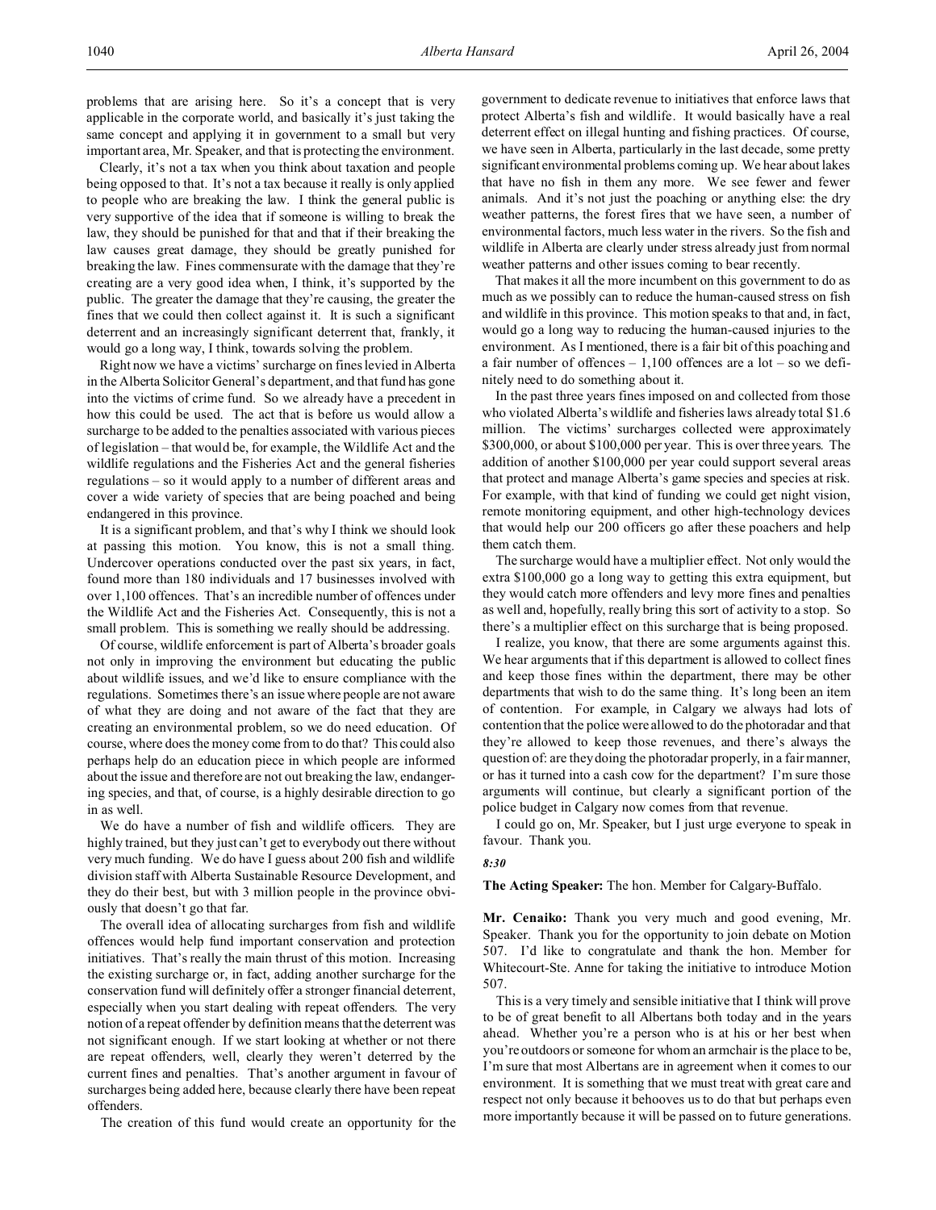problems that are arising here. So it's a concept that is very applicable in the corporate world, and basically it's just taking the same concept and applying it in government to a small but very important area, Mr. Speaker, and that is protecting the environment.

Clearly, it's not a tax when you think about taxation and people being opposed to that. It's not a tax because it really is only applied to people who are breaking the law. I think the general public is very supportive of the idea that if someone is willing to break the law, they should be punished for that and that if their breaking the law causes great damage, they should be greatly punished for breaking the law. Fines commensurate with the damage that they're creating are a very good idea when, I think, it's supported by the public. The greater the damage that they're causing, the greater the fines that we could then collect against it. It is such a significant deterrent and an increasingly significant deterrent that, frankly, it would go a long way, I think, towards solving the problem.

Right now we have a victims' surcharge on fines levied in Alberta in the Alberta Solicitor General's department, and that fund has gone into the victims of crime fund. So we already have a precedent in how this could be used. The act that is before us would allow a surcharge to be added to the penalties associated with various pieces of legislation – that would be, for example, the Wildlife Act and the wildlife regulations and the Fisheries Act and the general fisheries regulations – so it would apply to a number of different areas and cover a wide variety of species that are being poached and being endangered in this province.

It is a significant problem, and that's why I think we should look at passing this motion. You know, this is not a small thing. Undercover operations conducted over the past six years, in fact, found more than 180 individuals and 17 businesses involved with over 1,100 offences. That's an incredible number of offences under the Wildlife Act and the Fisheries Act. Consequently, this is not a small problem. This is something we really should be addressing.

Of course, wildlife enforcement is part of Alberta's broader goals not only in improving the environment but educating the public about wildlife issues, and we'd like to ensure compliance with the regulations. Sometimes there's an issue where people are not aware of what they are doing and not aware of the fact that they are creating an environmental problem, so we do need education. Of course, where does the money come from to do that? This could also perhaps help do an education piece in which people are informed about the issue and therefore are not out breaking the law, endangering species, and that, of course, is a highly desirable direction to go in as well.

We do have a number of fish and wildlife officers. They are highly trained, but they just can't get to everybody out there without very much funding. We do have I guess about 200 fish and wildlife division staff with Alberta Sustainable Resource Development, and they do their best, but with 3 million people in the province obviously that doesn't go that far.

The overall idea of allocating surcharges from fish and wildlife offences would help fund important conservation and protection initiatives. That's really the main thrust of this motion. Increasing the existing surcharge or, in fact, adding another surcharge for the conservation fund will definitely offer a stronger financial deterrent, especially when you start dealing with repeat offenders. The very notion of a repeat offender by definition means that the deterrent was not significant enough. If we start looking at whether or not there are repeat offenders, well, clearly they weren't deterred by the current fines and penalties. That's another argument in favour of surcharges being added here, because clearly there have been repeat offenders.

The creation of this fund would create an opportunity for the government to dedicate revenue to initiatives that enforce laws that protect Alberta's fish and wildlife. It would basically have a real deterrent effect on illegal hunting and fishing practices. Of course, we have seen in Alberta, particularly in the last decade, some pretty significant environmental problems coming up. We hear about lakes that have no fish in them any more. We see fewer and fewer animals. And it's not just the poaching or anything else: the dry weather patterns, the forest fires that we have seen, a number of environmental factors, much less water in the rivers. So the fish and wildlife in Alberta are clearly under stress already just from normal weather patterns and other issues coming to bear recently.

That makes it all the more incumbent on this government to do as much as we possibly can to reduce the human-caused stress on fish and wildlife in this province. This motion speaks to that and, in fact, would go a long way to reducing the human-caused injuries to the environment. As I mentioned, there is a fair bit of this poaching and a fair number of offences – 1,100 offences are a lot – so we definitely need to do something about it.

In the past three years fines imposed on and collected from those who violated Alberta's wildlife and fisheries laws already total $1.6 million. The victims' surcharges collected were approximately $300,000, or about $100,000 per year. This is over three years. The addition of another $100,000 per year could support several areas that protect and manage Alberta's game species and species at risk. For example, with that kind of funding we could get night vision, remote monitoring equipment, and other high-technology devices that would help our 200 officers go after these poachers and help them catch them.

The surcharge would have a multiplier effect. Not only would the extra $100,000 go a long way to getting this extra equipment, but they would catch more offenders and levy more fines and penalties as well and, hopefully, really bring this sort of activity to a stop. So there's a multiplier effect on this surcharge that is being proposed.

I realize, you know, that there are some arguments against this. We hear arguments that if this department is allowed to collect fines and keep those fines within the department, there may be other departments that wish to do the same thing. It's long been an item of contention. For example, in Calgary we always had lots of contention that the police were allowed to do the photoradar and that they're allowed to keep those revenues, and there's always the question of: are they doing the photoradar properly, in a fair manner, or has it turned into a cash cow for the department? I'm sure those arguments will continue, but clearly a significant portion of the police budget in Calgary now comes from that revenue.

I could go on, Mr. Speaker, but I just urge everyone to speak in favour. Thank you.

*8:30*

**The Acting Speaker:** The hon. Member for Calgary-Buffalo.

**Mr. Cenaiko:** Thank you very much and good evening, Mr. Speaker. Thank you for the opportunity to join debate on Motion 507. I'd like to congratulate and thank the hon. Member for Whitecourt-Ste. Anne for taking the initiative to introduce Motion 507.

This is a very timely and sensible initiative that I think will prove to be of great benefit to all Albertans both today and in the years ahead. Whether you're a person who is at his or her best when you're outdoors or someone for whom an armchair is the place to be, I'm sure that most Albertans are in agreement when it comes to our environment. It is something that we must treat with great care and respect not only because it behooves us to do that but perhaps even more importantly because it will be passed on to future generations.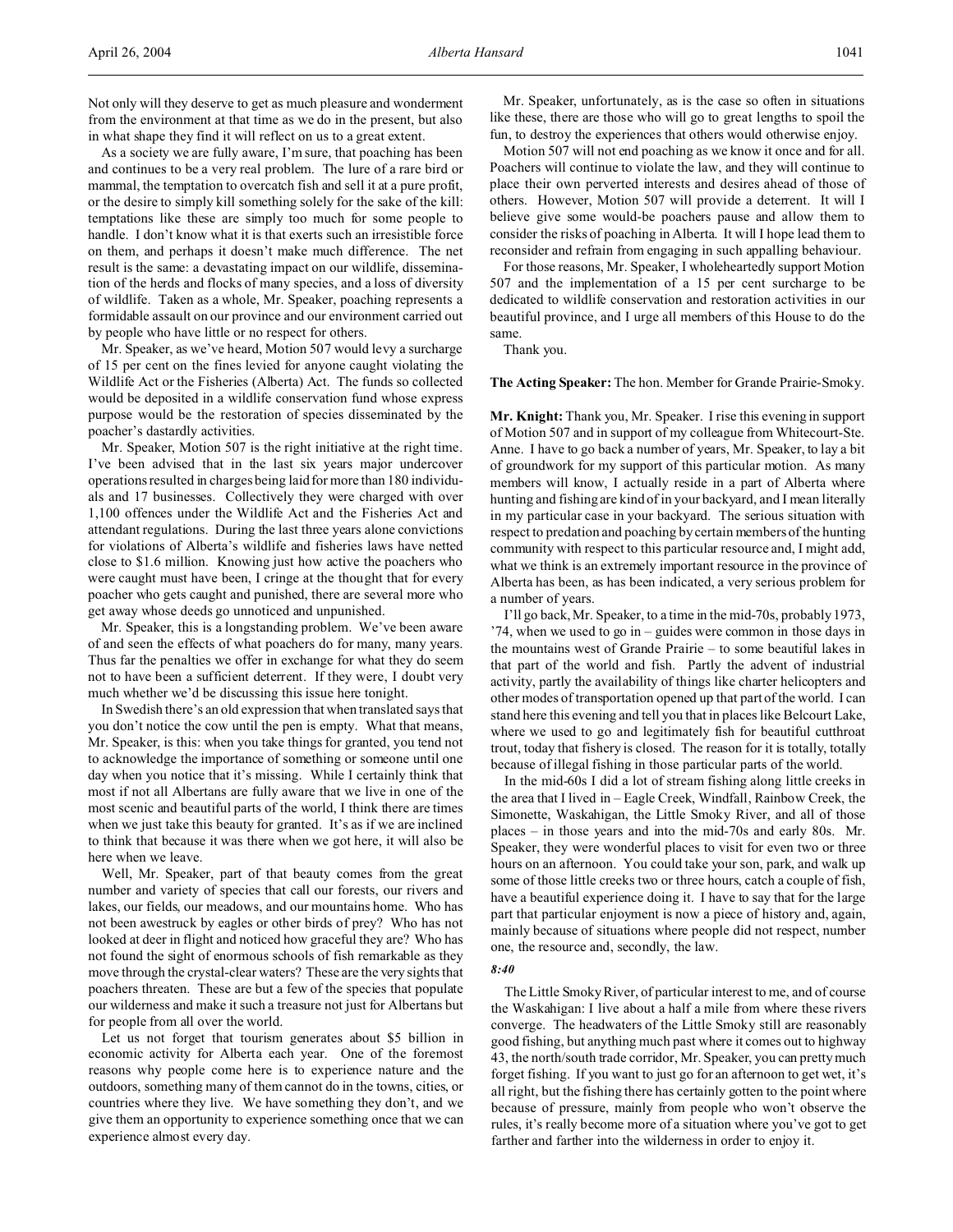Not only will they deserve to get as much pleasure and wonderment from the environment at that time as we do in the present, but also in what shape they find it will reflect on us to a great extent.

As a society we are fully aware, I'm sure, that poaching has been and continues to be a very real problem. The lure of a rare bird or mammal, the temptation to overcatch fish and sell it at a pure profit, or the desire to simply kill something solely for the sake of the kill: temptations like these are simply too much for some people to handle. I don't know what it is that exerts such an irresistible force on them, and perhaps it doesn't make much difference. The net result is the same: a devastating impact on our wildlife, dissemination of the herds and flocks of many species, and a loss of diversity of wildlife. Taken as a whole, Mr. Speaker, poaching represents a formidable assault on our province and our environment carried out by people who have little or no respect for others.

Mr. Speaker, as we've heard, Motion 507 would levy a surcharge of 15 per cent on the fines levied for anyone caught violating the Wildlife Act or the Fisheries (Alberta) Act. The funds so collected would be deposited in a wildlife conservation fund whose express purpose would be the restoration of species disseminated by the poacher's dastardly activities.

Mr. Speaker, Motion 507 is the right initiative at the right time. I've been advised that in the last six years major undercover operations resulted in charges being laid for more than 180 individuals and 17 businesses. Collectively they were charged with over 1,100 offences under the Wildlife Act and the Fisheries Act and attendant regulations. During the last three years alone convictions for violations of Alberta's wildlife and fisheries laws have netted close to $1.6 million. Knowing just how active the poachers who were caught must have been, I cringe at the thought that for every poacher who gets caught and punished, there are several more who get away whose deeds go unnoticed and unpunished.

Mr. Speaker, this is a longstanding problem. We've been aware of and seen the effects of what poachers do for many, many years. Thus far the penalties we offer in exchange for what they do seem not to have been a sufficient deterrent. If they were, I doubt very much whether we'd be discussing this issue here tonight.

In Swedish there's an old expression that when translated says that you don't notice the cow until the pen is empty. What that means, Mr. Speaker, is this: when you take things for granted, you tend not to acknowledge the importance of something or someone until one day when you notice that it's missing. While I certainly think that most if not all Albertans are fully aware that we live in one of the most scenic and beautiful parts of the world, I think there are times when we just take this beauty for granted. It's as if we are inclined to think that because it was there when we got here, it will also be here when we leave.

Well, Mr. Speaker, part of that beauty comes from the great number and variety of species that call our forests, our rivers and lakes, our fields, our meadows, and our mountains home. Who has not been awestruck by eagles or other birds of prey? Who has not looked at deer in flight and noticed how graceful they are? Who has not found the sight of enormous schools of fish remarkable as they move through the crystal-clear waters? These are the very sights that poachers threaten. These are but a few of the species that populate our wilderness and make it such a treasure not just for Albertans but for people from all over the world.

Let us not forget that tourism generates about $5 billion in economic activity for Alberta each year. One of the foremost reasons why people come here is to experience nature and the outdoors, something many of them cannot do in the towns, cities, or countries where they live. We have something they don't, and we give them an opportunity to experience something once that we can experience almost every day.

Mr. Speaker, unfortunately, as is the case so often in situations like these, there are those who will go to great lengths to spoil the fun, to destroy the experiences that others would otherwise enjoy.

Motion 507 will not end poaching as we know it once and for all. Poachers will continue to violate the law, and they will continue to place their own perverted interests and desires ahead of those of others. However, Motion 507 will provide a deterrent. It will I believe give some would-be poachers pause and allow them to consider the risks of poaching in Alberta. It will I hope lead them to reconsider and refrain from engaging in such appalling behaviour.

For those reasons, Mr. Speaker, I wholeheartedly support Motion 507 and the implementation of a 15 per cent surcharge to be dedicated to wildlife conservation and restoration activities in our beautiful province, and I urge all members of this House to do the same.

Thank you.

**The Acting Speaker:** The hon. Member for Grande Prairie-Smoky.

**Mr. Knight:** Thank you, Mr. Speaker. I rise this evening in support of Motion 507 and in support of my colleague from Whitecourt-Ste. Anne. I have to go back a number of years, Mr. Speaker, to lay a bit of groundwork for my support of this particular motion. As many members will know, I actually reside in a part of Alberta where hunting and fishing are kind of in your backyard, and I mean literally in my particular case in your backyard. The serious situation with respect to predation and poaching by certain members of the hunting community with respect to this particular resource and, I might add, what we think is an extremely important resource in the province of Alberta has been, as has been indicated, a very serious problem for a number of years.

I'll go back, Mr. Speaker, to a time in the mid-70s, probably 1973, '74, when we used to go in – guides were common in those days in the mountains west of Grande Prairie – to some beautiful lakes in that part of the world and fish. Partly the advent of industrial activity, partly the availability of things like charter helicopters and other modes of transportation opened up that part of the world. I can stand here this evening and tell you that in places like Belcourt Lake, where we used to go and legitimately fish for beautiful cutthroat trout, today that fishery is closed. The reason for it is totally, totally because of illegal fishing in those particular parts of the world.

In the mid-60s I did a lot of stream fishing along little creeks in the area that I lived in – Eagle Creek, Windfall, Rainbow Creek, the Simonette, Waskahigan, the Little Smoky River, and all of those places – in those years and into the mid-70s and early 80s. Mr. Speaker, they were wonderful places to visit for even two or three hours on an afternoon. You could take your son, park, and walk up some of those little creeks two or three hours, catch a couple of fish, have a beautiful experience doing it. I have to say that for the large part that particular enjoyment is now a piece of history and, again, mainly because of situations where people did not respect, number one, the resource and, secondly, the law.

*8:40*

The Little Smoky River, of particular interest to me, and of course the Waskahigan: I live about a half a mile from where these rivers converge. The headwaters of the Little Smoky still are reasonably good fishing, but anything much past where it comes out to highway 43, the north/south trade corridor, Mr. Speaker, you can pretty much forget fishing. If you want to just go for an afternoon to get wet, it's all right, but the fishing there has certainly gotten to the point where because of pressure, mainly from people who won't observe the rules, it's really become more of a situation where you've got to get farther and farther into the wilderness in order to enjoy it.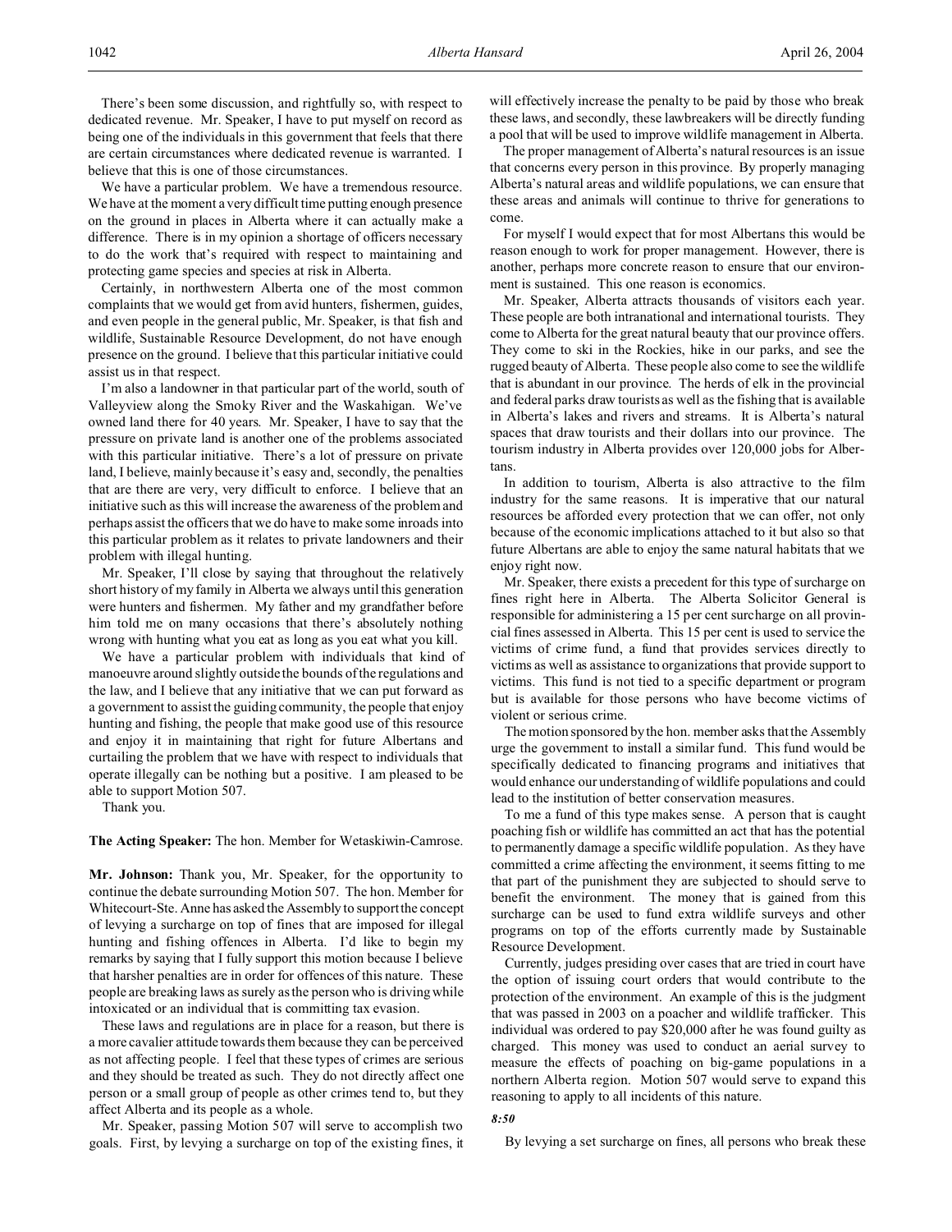There's been some discussion, and rightfully so, with respect to dedicated revenue. Mr. Speaker, I have to put myself on record as being one of the individuals in this government that feels that there are certain circumstances where dedicated revenue is warranted. I believe that this is one of those circumstances.

We have a particular problem. We have a tremendous resource. We have at the moment a very difficult time putting enough presence on the ground in places in Alberta where it can actually make a difference. There is in my opinion a shortage of officers necessary to do the work that's required with respect to maintaining and protecting game species and species at risk in Alberta.

Certainly, in northwestern Alberta one of the most common complaints that we would get from avid hunters, fishermen, guides, and even people in the general public, Mr. Speaker, is that fish and wildlife, Sustainable Resource Development, do not have enough presence on the ground. I believe that this particular initiative could assist us in that respect.

I'm also a landowner in that particular part of the world, south of Valleyview along the Smoky River and the Waskahigan. We've owned land there for 40 years. Mr. Speaker, I have to say that the pressure on private land is another one of the problems associated with this particular initiative. There's a lot of pressure on private land, I believe, mainly because it's easy and, secondly, the penalties that are there are very, very difficult to enforce. I believe that an initiative such as this will increase the awareness of the problem and perhaps assist the officers that we do have to make some inroads into this particular problem as it relates to private landowners and their problem with illegal hunting.

Mr. Speaker, I'll close by saying that throughout the relatively short history of my family in Alberta we always until this generation were hunters and fishermen. My father and my grandfather before him told me on many occasions that there's absolutely nothing wrong with hunting what you eat as long as you eat what you kill.

We have a particular problem with individuals that kind of manoeuvre around slightly outside the bounds of the regulations and the law, and I believe that any initiative that we can put forward as a government to assist the guiding community, the people that enjoy hunting and fishing, the people that make good use of this resource and enjoy it in maintaining that right for future Albertans and curtailing the problem that we have with respect to individuals that operate illegally can be nothing but a positive. I am pleased to be able to support Motion 507.

Thank you.

**The Acting Speaker:** The hon. Member for Wetaskiwin-Camrose.

**Mr. Johnson:** Thank you, Mr. Speaker, for the opportunity to continue the debate surrounding Motion 507. The hon. Member for Whitecourt-Ste. Anne has asked the Assembly to support the concept of levying a surcharge on top of fines that are imposed for illegal hunting and fishing offences in Alberta. I'd like to begin my remarks by saying that I fully support this motion because I believe that harsher penalties are in order for offences of this nature. These people are breaking laws as surely as the person who is driving while intoxicated or an individual that is committing tax evasion.

These laws and regulations are in place for a reason, but there is a more cavalier attitude towards them because they can be perceived as not affecting people. I feel that these types of crimes are serious and they should be treated as such. They do not directly affect one person or a small group of people as other crimes tend to, but they affect Alberta and its people as a whole.

Mr. Speaker, passing Motion 507 will serve to accomplish two goals. First, by levying a surcharge on top of the existing fines, it will effectively increase the penalty to be paid by those who break these laws, and secondly, these lawbreakers will be directly funding a pool that will be used to improve wildlife management in Alberta.

The proper management of Alberta's natural resources is an issue that concerns every person in this province. By properly managing Alberta's natural areas and wildlife populations, we can ensure that these areas and animals will continue to thrive for generations to come.

For myself I would expect that for most Albertans this would be reason enough to work for proper management. However, there is another, perhaps more concrete reason to ensure that our environment is sustained. This one reason is economics.

Mr. Speaker, Alberta attracts thousands of visitors each year. These people are both intranational and international tourists. They come to Alberta for the great natural beauty that our province offers. They come to ski in the Rockies, hike in our parks, and see the rugged beauty of Alberta. These people also come to see the wildlife that is abundant in our province. The herds of elk in the provincial and federal parks draw tourists as well as the fishing that is available in Alberta's lakes and rivers and streams. It is Alberta's natural spaces that draw tourists and their dollars into our province. The tourism industry in Alberta provides over 120,000 jobs for Albertans.

In addition to tourism, Alberta is also attractive to the film industry for the same reasons. It is imperative that our natural resources be afforded every protection that we can offer, not only because of the economic implications attached to it but also so that future Albertans are able to enjoy the same natural habitats that we enjoy right now.

Mr. Speaker, there exists a precedent for this type of surcharge on fines right here in Alberta. The Alberta Solicitor General is responsible for administering a 15 per cent surcharge on all provincial fines assessed in Alberta. This 15 per cent is used to service the victims of crime fund, a fund that provides services directly to victims as well as assistance to organizations that provide support to victims. This fund is not tied to a specific department or program but is available for those persons who have become victims of violent or serious crime.

The motion sponsored by the hon. member asks that the Assembly urge the government to install a similar fund. This fund would be specifically dedicated to financing programs and initiatives that would enhance our understanding of wildlife populations and could lead to the institution of better conservation measures.

To me a fund of this type makes sense. A person that is caught poaching fish or wildlife has committed an act that has the potential to permanently damage a specific wildlife population. As they have committed a crime affecting the environment, it seems fitting to me that part of the punishment they are subjected to should serve to benefit the environment. The money that is gained from this surcharge can be used to fund extra wildlife surveys and other programs on top of the efforts currently made by Sustainable Resource Development.

Currently, judges presiding over cases that are tried in court have the option of issuing court orders that would contribute to the protection of the environment. An example of this is the judgment that was passed in 2003 on a poacher and wildlife trafficker. This individual was ordered to pay $20,000 after he was found guilty as charged. This money was used to conduct an aerial survey to measure the effects of poaching on big-game populations in a northern Alberta region. Motion 507 would serve to expand this reasoning to apply to all incidents of this nature.

*8:50*

By levying a set surcharge on fines, all persons who break these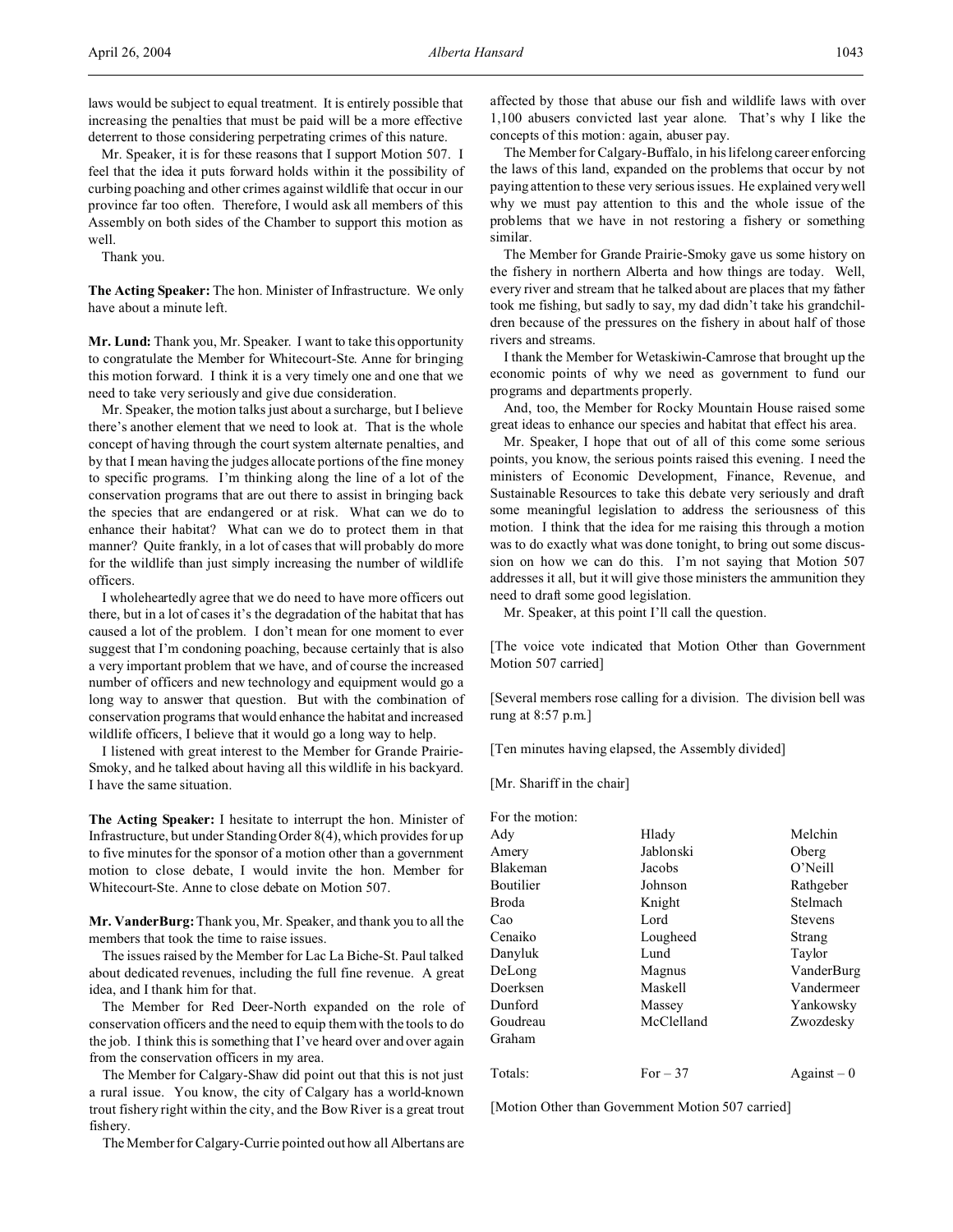laws would be subject to equal treatment. It is entirely possible that increasing the penalties that must be paid will be a more effective deterrent to those considering perpetrating crimes of this nature.

Mr. Speaker, it is for these reasons that I support Motion 507. I feel that the idea it puts forward holds within it the possibility of curbing poaching and other crimes against wildlife that occur in our province far too often. Therefore, I would ask all members of this Assembly on both sides of the Chamber to support this motion as well.

Thank you.

**The Acting Speaker:** The hon. Minister of Infrastructure. We only have about a minute left.

**Mr. Lund:** Thank you, Mr. Speaker. I want to take this opportunity to congratulate the Member for Whitecourt-Ste. Anne for bringing this motion forward. I think it is a very timely one and one that we need to take very seriously and give due consideration.

Mr. Speaker, the motion talks just about a surcharge, but I believe there's another element that we need to look at. That is the whole concept of having through the court system alternate penalties, and by that I mean having the judges allocate portions of the fine money to specific programs. I'm thinking along the line of a lot of the conservation programs that are out there to assist in bringing back the species that are endangered or at risk. What can we do to enhance their habitat? What can we do to protect them in that manner? Quite frankly, in a lot of cases that will probably do more for the wildlife than just simply increasing the number of wildlife officers.

I wholeheartedly agree that we do need to have more officers out there, but in a lot of cases it's the degradation of the habitat that has caused a lot of the problem. I don't mean for one moment to ever suggest that I'm condoning poaching, because certainly that is also a very important problem that we have, and of course the increased number of officers and new technology and equipment would go a long way to answer that question. But with the combination of conservation programs that would enhance the habitat and increased wildlife officers, I believe that it would go a long way to help.

I listened with great interest to the Member for Grande Prairie-Smoky, and he talked about having all this wildlife in his backyard. I have the same situation.

**The Acting Speaker:** I hesitate to interrupt the hon. Minister of Infrastructure, but under Standing Order 8(4), which provides for up to five minutes for the sponsor of a motion other than a government motion to close debate, I would invite the hon. Member for Whitecourt-Ste. Anne to close debate on Motion 507.

**Mr. VanderBurg:** Thank you, Mr. Speaker, and thank you to all the members that took the time to raise issues.

The issues raised by the Member for Lac La Biche-St. Paul talked about dedicated revenues, including the full fine revenue. A great idea, and I thank him for that.

The Member for Red Deer-North expanded on the role of conservation officers and the need to equip them with the tools to do the job. I think this is something that I've heard over and over again from the conservation officers in my area.

The Member for Calgary-Shaw did point out that this is not just a rural issue. You know, the city of Calgary has a world-known trout fishery right within the city, and the Bow River is a great trout fishery.

The Member for Calgary-Currie pointed out how all Albertans are affected by those that abuse our fish and wildlife laws with over 1,100 abusers convicted last year alone. That's why I like the concepts of this motion: again, abuser pay.

The Member for Calgary-Buffalo, in his lifelong career enforcing the laws of this land, expanded on the problems that occur by not paying attention to these very serious issues. He explained very well why we must pay attention to this and the whole issue of the problems that we have in not restoring a fishery or something similar.

The Member for Grande Prairie-Smoky gave us some history on the fishery in northern Alberta and how things are today. Well, every river and stream that he talked about are places that my father took me fishing, but sadly to say, my dad didn't take his grandchildren because of the pressures on the fishery in about half of those rivers and streams.

I thank the Member for Wetaskiwin-Camrose that brought up the economic points of why we need as government to fund our programs and departments properly.

And, too, the Member for Rocky Mountain House raised some great ideas to enhance our species and habitat that effect his area.

Mr. Speaker, I hope that out of all of this come some serious points, you know, the serious points raised this evening. I need the ministers of Economic Development, Finance, Revenue, and Sustainable Resources to take this debate very seriously and draft some meaningful legislation to address the seriousness of this motion. I think that the idea for me raising this through a motion was to do exactly what was done tonight, to bring out some discussion on how we can do this. I'm not saying that Motion 507 addresses it all, but it will give those ministers the ammunition they need to draft some good legislation.

Mr. Speaker, at this point I'll call the question.

[The voice vote indicated that Motion Other than Government Motion 507 carried]

[Several members rose calling for a division. The division bell was rung at 8:57 p.m.]

[Ten minutes having elapsed, the Assembly divided]

[Mr. Shariff in the chair]

For the motion:

| | | |
|---|---|---|
| Ady | Hlady | Melchin |
| Amery | Jablonski | Oberg |
| Blakeman | Jacobs | O'Neill |
| Boutilier | Johnson | Rathgeber |
| Broda | Knight | Stelmach |
| Cao | Lord | Stevens |
| Cenaiko | Lougheed | Strang |
| Danyluk | Lund | Taylor |
| DeLong | Magnus | VanderBurg |
| Doerksen | Maskell | Vandermeer |
| Dunford | Massey | Yankowsky |
| Goudreau | McClelland | Zwozdesky |
| Graham | | |
| Totals: | For – 37 | Against – 0 |

[Motion Other than Government Motion 507 carried]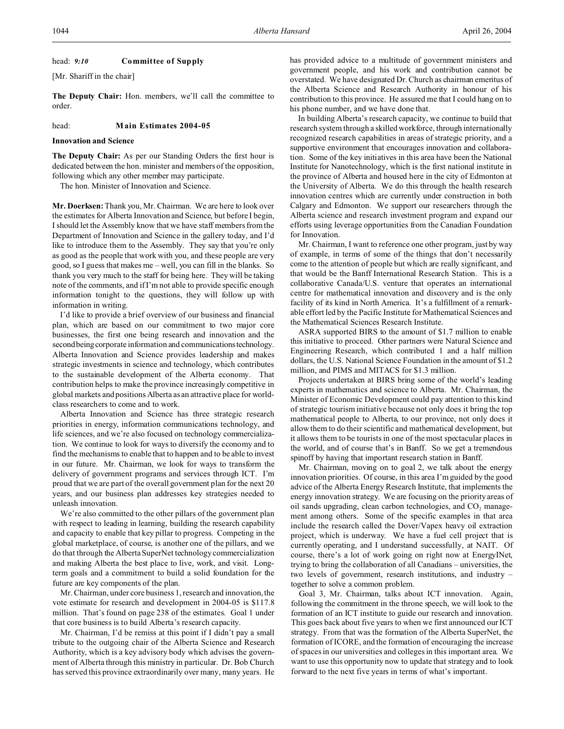head: *9:10* **Committee of Supply**

[Mr. Shariff in the chair]

**The Deputy Chair:** Hon. members, we'll call the committee to order.

head: **Main Estimates 2004-05**

**Innovation and Science**

**The Deputy Chair:** As per our Standing Orders the first hour is dedicated between the hon. minister and members of the opposition, following which any other member may participate.

The hon. Minister of Innovation and Science.

**Mr. Doerksen:** Thank you, Mr. Chairman. We are here to look over the estimates for Alberta Innovation and Science, but before I begin, I should let the Assembly know that we have staff members from the Department of Innovation and Science in the gallery today, and I'd like to introduce them to the Assembly. They say that you're only as good as the people that work with you, and these people are very good, so I guess that makes me – well, you can fill in the blanks. So thank you very much to the staff for being here. They will be taking note of the comments, and if I'm not able to provide specific enough information tonight to the questions, they will follow up with information in writing.

I'd like to provide a brief overview of our business and financial plan, which are based on our commitment to two major core businesses, the first one being research and innovation and the second being corporate information and communications technology. Alberta Innovation and Science provides leadership and makes strategic investments in science and technology, which contributes to the sustainable development of the Alberta economy. That contribution helps to make the province increasingly competitive in global markets and positions Alberta as an attractive place for world-class researchers to come and to work.

Alberta Innovation and Science has three strategic research priorities in energy, information communications technology, and life sciences, and we're also focused on technology commercialization. We continue to look for ways to diversify the economy and to find the mechanisms to enable that to happen and to be able to invest in our future. Mr. Chairman, we look for ways to transform the delivery of government programs and services through ICT. I'm proud that we are part of the overall government plan for the next 20 years, and our business plan addresses key strategies needed to unleash innovation.

We're also committed to the other pillars of the government plan with respect to leading in learning, building the research capability and capacity to enable that key pillar to progress. Competing in the global marketplace, of course, is another one of the pillars, and we do that through the Alberta SuperNet technology commercialization and making Alberta the best place to live, work, and visit. Long-term goals and a commitment to build a solid foundation for the future are key components of the plan.

Mr. Chairman, under core business 1, research and innovation, the vote estimate for research and development in 2004-05 is $117.8 million. That's found on page 238 of the estimates. Goal 1 under that core business is to build Alberta's research capacity.

Mr. Chairman, I'd be remiss at this point if I didn't pay a small tribute to the outgoing chair of the Alberta Science and Research Authority, which is a key advisory body which advises the government of Alberta through this ministry in particular. Dr. Bob Church has served this province extraordinarily over many, many years. He has provided advice to a multitude of government ministers and government people, and his work and contribution cannot be overstated. We have designated Dr. Church as chairman emeritus of the Alberta Science and Research Authority in honour of his contribution to this province. He assured me that I could hang on to his phone number, and we have done that.

In building Alberta's research capacity, we continue to build that research system through a skilled workforce, through internationally recognized research capabilities in areas of strategic priority, and a supportive environment that encourages innovation and collaboration. Some of the key initiatives in this area have been the National Institute for Nanotechnology, which is the first national institute in the province of Alberta and housed here in the city of Edmonton at the University of Alberta. We do this through the health research innovation centres which are currently under construction in both Calgary and Edmonton. We support our researchers through the Alberta science and research investment program and expand our efforts using leverage opportunities from the Canadian Foundation for Innovation.

Mr. Chairman, I want to reference one other program, just by way of example, in terms of some of the things that don't necessarily come to the attention of people but which are really significant, and that would be the Banff International Research Station. This is a collaborative Canada/U.S. venture that operates an international centre for mathematical innovation and discovery and is the only facility of its kind in North America. It's a fulfillment of a remarkable effort led by the Pacific Institute for Mathematical Sciences and the Mathematical Sciences Research Institute.

ASRA supported BIRS to the amount of $1.7 million to enable this initiative to proceed. Other partners were Natural Science and Engineering Research, which contributed 1 and a half million dollars, the U.S. National Science Foundation in the amount of $1.2 million, and PIMS and MITACS for $1.3 million.

Projects undertaken at BIRS bring some of the world's leading experts in mathematics and science to Alberta. Mr. Chairman, the Minister of Economic Development could pay attention to this kind of strategic tourism initiative because not only does it bring the top mathematical people to Alberta, to our province, not only does it allow them to do their scientific and mathematical development, but it allows them to be tourists in one of the most spectacular places in the world, and of course that's in Banff. So we get a tremendous spinoff by having that important research station in Banff.

Mr. Chairman, moving on to goal 2, we talk about the energy innovation priorities. Of course, in this area I'm guided by the good advice of the Alberta Energy Research Institute, that implements the energy innovation strategy. We are focusing on the priority areas of oil sands upgrading, clean carbon technologies, and $CO_2$ management among others. Some of the specific examples in that area include the research called the Dover/Vapex heavy oil extraction project, which is underway. We have a fuel cell project that is currently operating, and I understand successfully, at NAIT. Of course, there's a lot of work going on right now at EnergyINet, trying to bring the collaboration of all Canadians – universities, the two levels of government, research institutions, and industry – together to solve a common problem.

Goal 3, Mr. Chairman, talks about ICT innovation. Again, following the commitment in the throne speech, we will look to the formation of an ICT institute to guide our research and innovation. This goes back about five years to when we first announced our ICT strategy. From that was the formation of the Alberta SuperNet, the formation of ICORE, and the formation of encouraging the increase of spaces in our universities and colleges in this important area. We want to use this opportunity now to update that strategy and to look forward to the next five years in terms of what's important.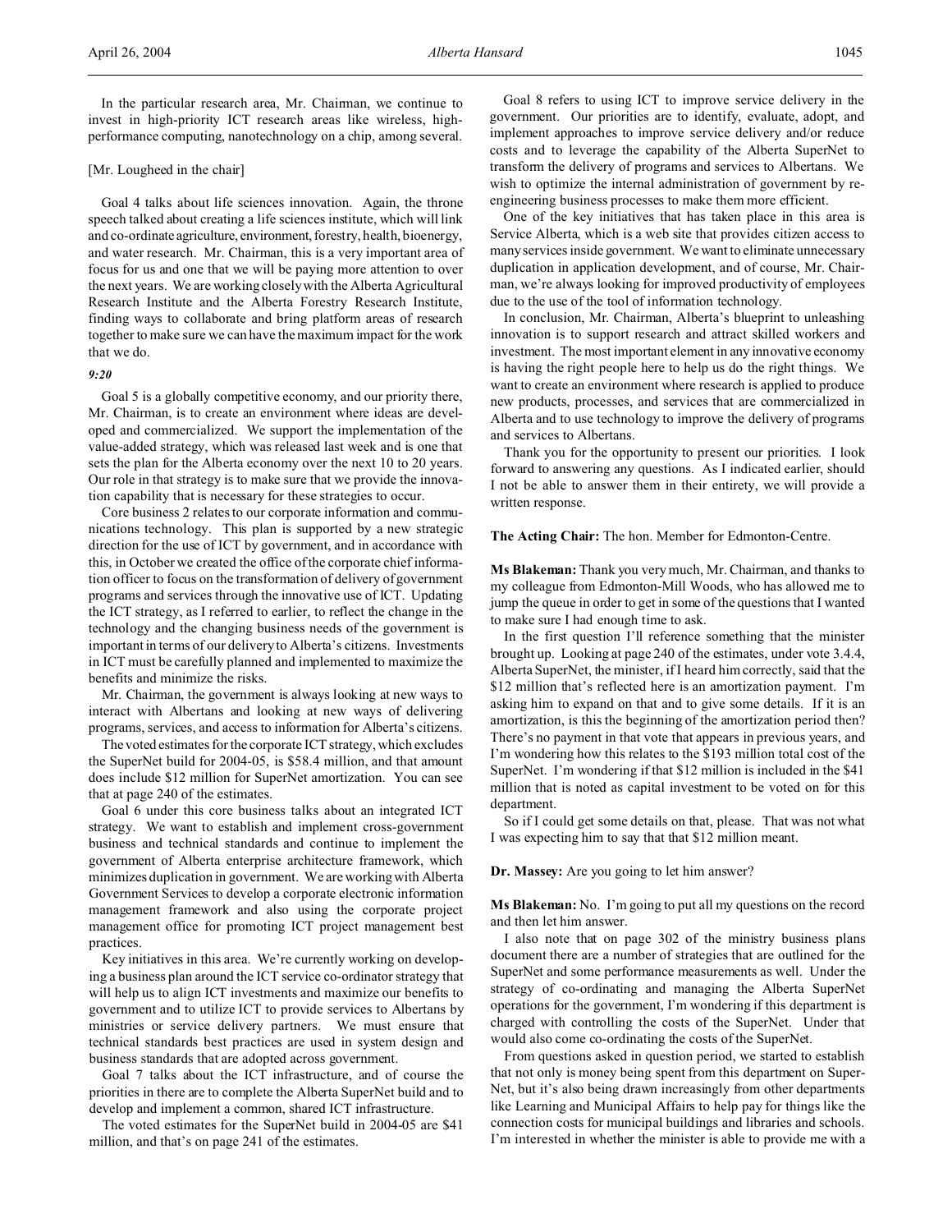In the particular research area, Mr. Chairman, we continue to invest in high-priority ICT research areas like wireless, high-performance computing, nanotechnology on a chip, among several.

[Mr. Lougheed in the chair]

Goal 4 talks about life sciences innovation. Again, the throne speech talked about creating a life sciences institute, which will link and co-ordinate agriculture, environment, forestry, health, bioenergy, and water research. Mr. Chairman, this is a very important area of focus for us and one that we will be paying more attention to over the next years. We are working closely with the Alberta Agricultural Research Institute and the Alberta Forestry Research Institute, finding ways to collaborate and bring platform areas of research together to make sure we can have the maximum impact for the work that we do.

*9:20*

Goal 5 is a globally competitive economy, and our priority there, Mr. Chairman, is to create an environment where ideas are developed and commercialized. We support the implementation of the value-added strategy, which was released last week and is one that sets the plan for the Alberta economy over the next 10 to 20 years. Our role in that strategy is to make sure that we provide the innovation capability that is necessary for these strategies to occur.

Core business 2 relates to our corporate information and communications technology. This plan is supported by a new strategic direction for the use of ICT by government, and in accordance with this, in October we created the office of the corporate chief information officer to focus on the transformation of delivery of government programs and services through the innovative use of ICT. Updating the ICT strategy, as I referred to earlier, to reflect the change in the technology and the changing business needs of the government is important in terms of our delivery to Alberta's citizens. Investments in ICT must be carefully planned and implemented to maximize the benefits and minimize the risks.

Mr. Chairman, the government is always looking at new ways to interact with Albertans and looking at new ways of delivering programs, services, and access to information for Alberta's citizens.

The voted estimates for the corporate ICT strategy, which excludes the SuperNet build for 2004-05, is $58.4 million, and that amount does include $12 million for SuperNet amortization. You can see that at page 240 of the estimates.

Goal 6 under this core business talks about an integrated ICT strategy. We want to establish and implement cross-government business and technical standards and continue to implement the government of Alberta enterprise architecture framework, which minimizes duplication in government. We are working with Alberta Government Services to develop a corporate electronic information management framework and also using the corporate project management office for promoting ICT project management best practices.

Key initiatives in this area. We're currently working on developing a business plan around the ICT service co-ordinator strategy that will help us to align ICT investments and maximize our benefits to government and to utilize ICT to provide services to Albertans by ministries or service delivery partners. We must ensure that technical standards best practices are used in system design and business standards that are adopted across government.

Goal 7 talks about the ICT infrastructure, and of course the priorities in there are to complete the Alberta SuperNet build and to develop and implement a common, shared ICT infrastructure.

The voted estimates for the SuperNet build in 2004-05 are $41 million, and that's on page 241 of the estimates.

Goal 8 refers to using ICT to improve service delivery in the government. Our priorities are to identify, evaluate, adopt, and implement approaches to improve service delivery and/or reduce costs and to leverage the capability of the Alberta SuperNet to transform the delivery of programs and services to Albertans. We wish to optimize the internal administration of government by re-engineering business processes to make them more efficient.

One of the key initiatives that has taken place in this area is Service Alberta, which is a web site that provides citizen access to many services inside government. We want to eliminate unnecessary duplication in application development, and of course, Mr. Chairman, we're always looking for improved productivity of employees due to the use of the tool of information technology.

In conclusion, Mr. Chairman, Alberta's blueprint to unleashing innovation is to support research and attract skilled workers and investment. The most important element in any innovative economy is having the right people here to help us do the right things. We want to create an environment where research is applied to produce new products, processes, and services that are commercialized in Alberta and to use technology to improve the delivery of programs and services to Albertans.

Thank you for the opportunity to present our priorities. I look forward to answering any questions. As I indicated earlier, should I not be able to answer them in their entirety, we will provide a written response.

**The Acting Chair:** The hon. Member for Edmonton-Centre.

**Ms Blakeman:** Thank you very much, Mr. Chairman, and thanks to my colleague from Edmonton-Mill Woods, who has allowed me to jump the queue in order to get in some of the questions that I wanted to make sure I had enough time to ask.

In the first question I'll reference something that the minister brought up. Looking at page 240 of the estimates, under vote 3.4.4, Alberta SuperNet, the minister, if I heard him correctly, said that the $12 million that's reflected here is an amortization payment. I'm asking him to expand on that and to give some details. If it is an amortization, is this the beginning of the amortization period then? There's no payment in that vote that appears in previous years, and I'm wondering how this relates to the $193 million total cost of the SuperNet. I'm wondering if that $12 million is included in the $41 million that is noted as capital investment to be voted on for this department.

So if I could get some details on that, please. That was not what I was expecting him to say that that $12 million meant.

**Dr. Massey:** Are you going to let him answer?

**Ms Blakeman:** No. I'm going to put all my questions on the record and then let him answer.

I also note that on page 302 of the ministry business plans document there are a number of strategies that are outlined for the SuperNet and some performance measurements as well. Under the strategy of co-ordinating and managing the Alberta SuperNet operations for the government, I'm wondering if this department is charged with controlling the costs of the SuperNet. Under that would also come co-ordinating the costs of the SuperNet.

From questions asked in question period, we started to establish that not only is money being spent from this department on SuperNet, but it's also being drawn increasingly from other departments like Learning and Municipal Affairs to help pay for things like the connection costs for municipal buildings and libraries and schools. I'm interested in whether the minister is able to provide me with a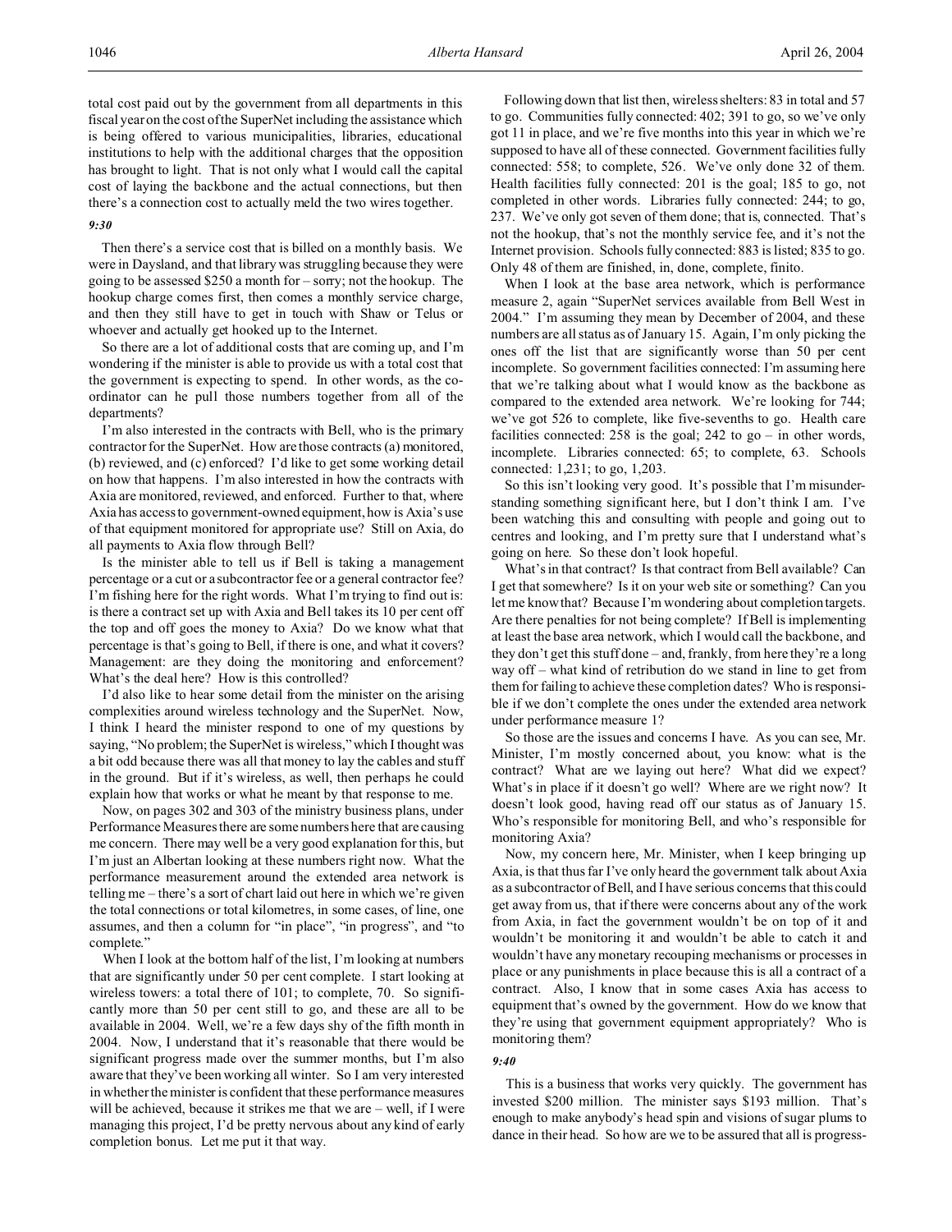total cost paid out by the government from all departments in this fiscal year on the cost of the SuperNet including the assistance which is being offered to various municipalities, libraries, educational institutions to help with the additional charges that the opposition has brought to light. That is not only what I would call the capital cost of laying the backbone and the actual connections, but then there's a connection cost to actually meld the two wires together.

*9:30*

Then there's a service cost that is billed on a monthly basis. We were in Daysland, and that library was struggling because they were going to be assessed $250 a month for – sorry; not the hookup. The hookup charge comes first, then comes a monthly service charge, and then they still have to get in touch with Shaw or Telus or whoever and actually get hooked up to the Internet.

So there are a lot of additional costs that are coming up, and I'm wondering if the minister is able to provide us with a total cost that the government is expecting to spend. In other words, as the co-ordinator can he pull those numbers together from all of the departments?

I'm also interested in the contracts with Bell, who is the primary contractor for the SuperNet. How are those contracts (a) monitored, (b) reviewed, and (c) enforced? I'd like to get some working detail on how that happens. I'm also interested in how the contracts with Axia are monitored, reviewed, and enforced. Further to that, where Axia has access to government-owned equipment, how is Axia's use of that equipment monitored for appropriate use? Still on Axia, do all payments to Axia flow through Bell?

Is the minister able to tell us if Bell is taking a management percentage or a cut or a subcontractor fee or a general contractor fee? I'm fishing here for the right words. What I'm trying to find out is: is there a contract set up with Axia and Bell takes its 10 per cent off the top and off goes the money to Axia? Do we know what that percentage is that's going to Bell, if there is one, and what it covers? Management: are they doing the monitoring and enforcement? What's the deal here? How is this controlled?

I'd also like to hear some detail from the minister on the arising complexities around wireless technology and the SuperNet. Now, I think I heard the minister respond to one of my questions by saying, "No problem; the SuperNet is wireless," which I thought was a bit odd because there was all that money to lay the cables and stuff in the ground. But if it's wireless, as well, then perhaps he could explain how that works or what he meant by that response to me.

Now, on pages 302 and 303 of the ministry business plans, under Performance Measures there are some numbers here that are causing me concern. There may well be a very good explanation for this, but I'm just an Albertan looking at these numbers right now. What the performance measurement around the extended area network is telling me – there's a sort of chart laid out here in which we're given the total connections or total kilometres, in some cases, of line, one assumes, and then a column for "in place", "in progress", and "to complete."

When I look at the bottom half of the list, I'm looking at numbers that are significantly under 50 per cent complete. I start looking at wireless towers: a total there of 101; to complete, 70. So significantly more than 50 per cent still to go, and these are all to be available in 2004. Well, we're a few days shy of the fifth month in 2004. Now, I understand that it's reasonable that there would be significant progress made over the summer months, but I'm also aware that they've been working all winter. So I am very interested in whether the minister is confident that these performance measures will be achieved, because it strikes me that we are – well, if I were managing this project, I'd be pretty nervous about any kind of early completion bonus. Let me put it that way.

Following down that list then, wireless shelters: 83 in total and 57 to go. Communities fully connected: 402; 391 to go, so we've only got 11 in place, and we're five months into this year in which we're supposed to have all of these connected. Government facilities fully connected: 558; to complete, 526. We've only done 32 of them. Health facilities fully connected: 201 is the goal; 185 to go, not completed in other words. Libraries fully connected: 244; to go, 237. We've only got seven of them done; that is, connected. That's not the hookup, that's not the monthly service fee, and it's not the Internet provision. Schools fully connected: 883 is listed; 835 to go. Only 48 of them are finished, in, done, complete, finito.

When I look at the base area network, which is performance measure 2, again "SuperNet services available from Bell West in 2004." I'm assuming they mean by December of 2004, and these numbers are all status as of January 15. Again, I'm only picking the ones off the list that are significantly worse than 50 per cent incomplete. So government facilities connected: I'm assuming here that we're talking about what I would know as the backbone as compared to the extended area network. We're looking for 744; we've got 526 to complete, like five-sevenths to go. Health care facilities connected: 258 is the goal; 242 to go – in other words, incomplete. Libraries connected: 65; to complete, 63. Schools connected: 1,231; to go, 1,203.

So this isn't looking very good. It's possible that I'm misunderstanding something significant here, but I don't think I am. I've been watching this and consulting with people and going out to centres and looking, and I'm pretty sure that I understand what's going on here. So these don't look hopeful.

What's in that contract? Is that contract from Bell available? Can I get that somewhere? Is it on your web site or something? Can you let me know that? Because I'm wondering about completion targets. Are there penalties for not being complete? If Bell is implementing at least the base area network, which I would call the backbone, and they don't get this stuff done – and, frankly, from here they're a long way off – what kind of retribution do we stand in line to get from them for failing to achieve these completion dates? Who is responsible if we don't complete the ones under the extended area network under performance measure 1?

So those are the issues and concerns I have. As you can see, Mr. Minister, I'm mostly concerned about, you know: what is the contract? What are we laying out here? What did we expect? What's in place if it doesn't go well? Where are we right now? It doesn't look good, having read off our status as of January 15. Who's responsible for monitoring Bell, and who's responsible for monitoring Axia?

Now, my concern here, Mr. Minister, when I keep bringing up Axia, is that thus far I've only heard the government talk about Axia as a subcontractor of Bell, and I have serious concerns that this could get away from us, that if there were concerns about any of the work from Axia, in fact the government wouldn't be on top of it and wouldn't be monitoring it and wouldn't be able to catch it and wouldn't have any monetary recouping mechanisms or processes in place or any punishments in place because this is all a contract of a contract. Also, I know that in some cases Axia has access to equipment that's owned by the government. How do we know that they're using that government equipment appropriately? Who is monitoring them?

*9:40*

This is a business that works very quickly. The government has invested $200 million. The minister says $193 million. That's enough to make anybody's head spin and visions of sugar plums to dance in their head. So how are we to be assured that all is progress-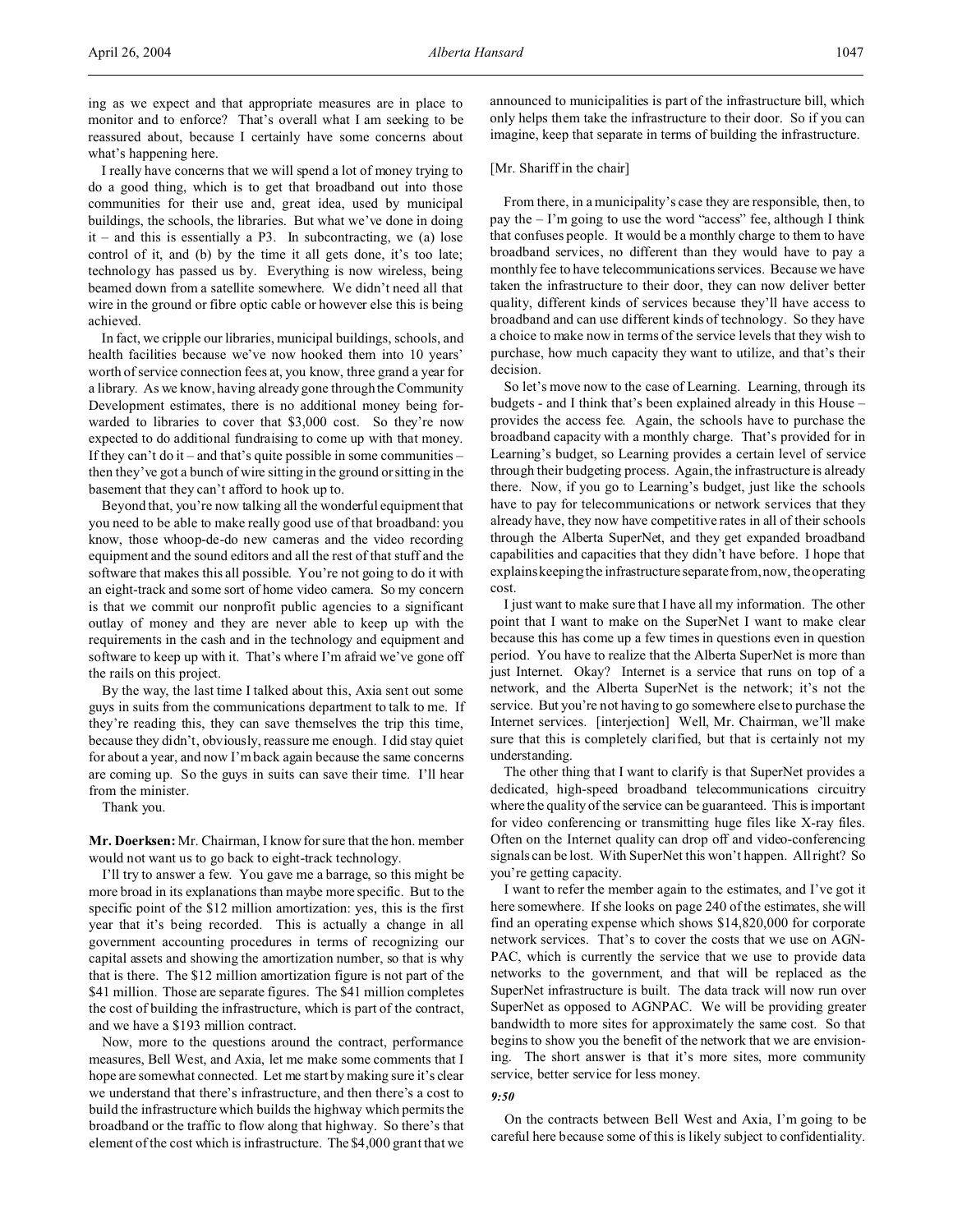ing as we expect and that appropriate measures are in place to monitor and to enforce? That's overall what I am seeking to be reassured about, because I certainly have some concerns about what's happening here.

I really have concerns that we will spend a lot of money trying to do a good thing, which is to get that broadband out into those communities for their use and, great idea, used by municipal buildings, the schools, the libraries. But what we've done in doing it – and this is essentially a P3. In subcontracting, we (a) lose control of it, and (b) by the time it all gets done, it's too late; technology has passed us by. Everything is now wireless, being beamed down from a satellite somewhere. We didn't need all that wire in the ground or fibre optic cable or however else this is being achieved.

In fact, we cripple our libraries, municipal buildings, schools, and health facilities because we've now hooked them into 10 years' worth of service connection fees at, you know, three grand a year for a library. As we know, having already gone through the Community Development estimates, there is no additional money being forwarded to libraries to cover that $3,000 cost. So they're now expected to do additional fundraising to come up with that money. If they can't do it – and that's quite possible in some communities – then they've got a bunch of wire sitting in the ground or sitting in the basement that they can't afford to hook up to.

Beyond that, you're now talking all the wonderful equipment that you need to be able to make really good use of that broadband: you know, those whoop-de-do new cameras and the video recording equipment and the sound editors and all the rest of that stuff and the software that makes this all possible. You're not going to do it with an eight-track and some sort of home video camera. So my concern is that we commit our nonprofit public agencies to a significant outlay of money and they are never able to keep up with the requirements in the cash and in the technology and equipment and software to keep up with it. That's where I'm afraid we've gone off the rails on this project.

By the way, the last time I talked about this, Axia sent out some guys in suits from the communications department to talk to me. If they're reading this, they can save themselves the trip this time, because they didn't, obviously, reassure me enough. I did stay quiet for about a year, and now I'm back again because the same concerns are coming up. So the guys in suits can save their time. I'll hear from the minister.

Thank you.

**Mr. Doerksen:** Mr. Chairman, I know for sure that the hon. member would not want us to go back to eight-track technology.

I'll try to answer a few. You gave me a barrage, so this might be more broad in its explanations than maybe more specific. But to the specific point of the $12 million amortization: yes, this is the first year that it's being recorded. This is actually a change in all government accounting procedures in terms of recognizing our capital assets and showing the amortization number, so that is why that is there. The $12 million amortization figure is not part of the $41 million. Those are separate figures. The $41 million completes the cost of building the infrastructure, which is part of the contract, and we have a $193 million contract.

Now, more to the questions around the contract, performance measures, Bell West, and Axia, let me make some comments that I hope are somewhat connected. Let me start by making sure it's clear we understand that there's infrastructure, and then there's a cost to build the infrastructure which builds the highway which permits the broadband or the traffic to flow along that highway. So there's that element of the cost which is infrastructure. The $4,000 grant that we announced to municipalities is part of the infrastructure bill, which only helps them take the infrastructure to their door. So if you can imagine, keep that separate in terms of building the infrastructure.

[Mr. Shariff in the chair]

From there, in a municipality's case they are responsible, then, to pay the – I'm going to use the word "access" fee, although I think that confuses people. It would be a monthly charge to them to have broadband services, no different than they would have to pay a monthly fee to have telecommunications services. Because we have taken the infrastructure to their door, they can now deliver better quality, different kinds of services because they'll have access to broadband and can use different kinds of technology. So they have a choice to make now in terms of the service levels that they wish to purchase, how much capacity they want to utilize, and that's their decision.

So let's move now to the case of Learning. Learning, through its budgets - and I think that's been explained already in this House – provides the access fee. Again, the schools have to purchase the broadband capacity with a monthly charge. That's provided for in Learning's budget, so Learning provides a certain level of service through their budgeting process. Again, the infrastructure is already there. Now, if you go to Learning's budget, just like the schools have to pay for telecommunications or network services that they already have, they now have competitive rates in all of their schools through the Alberta SuperNet, and they get expanded broadband capabilities and capacities that they didn't have before. I hope that explains keeping the infrastructure separate from, now, the operating cost.

I just want to make sure that I have all my information. The other point that I want to make on the SuperNet I want to make clear because this has come up a few times in questions even in question period. You have to realize that the Alberta SuperNet is more than just Internet. Okay? Internet is a service that runs on top of a network, and the Alberta SuperNet is the network; it's not the service. But you're not having to go somewhere else to purchase the Internet services. [interjection] Well, Mr. Chairman, we'll make sure that this is completely clarified, but that is certainly not my understanding.

The other thing that I want to clarify is that SuperNet provides a dedicated, high-speed broadband telecommunications circuitry where the quality of the service can be guaranteed. This is important for video conferencing or transmitting huge files like X-ray files. Often on the Internet quality can drop off and video-conferencing signals can be lost. With SuperNet this won't happen. All right? So you're getting capacity.

I want to refer the member again to the estimates, and I've got it here somewhere. If she looks on page 240 of the estimates, she will find an operating expense which shows $14,820,000 for corporate network services. That's to cover the costs that we use on AGNPAC, which is currently the service that we use to provide data networks to the government, and that will be replaced as the SuperNet infrastructure is built. The data track will now run over SuperNet as opposed to AGNPAC. We will be providing greater bandwidth to more sites for approximately the same cost. So that begins to show you the benefit of the network that we are envisioning. The short answer is that it's more sites, more community service, better service for less money.

*9:50*

On the contracts between Bell West and Axia, I'm going to be careful here because some of this is likely subject to confidentiality.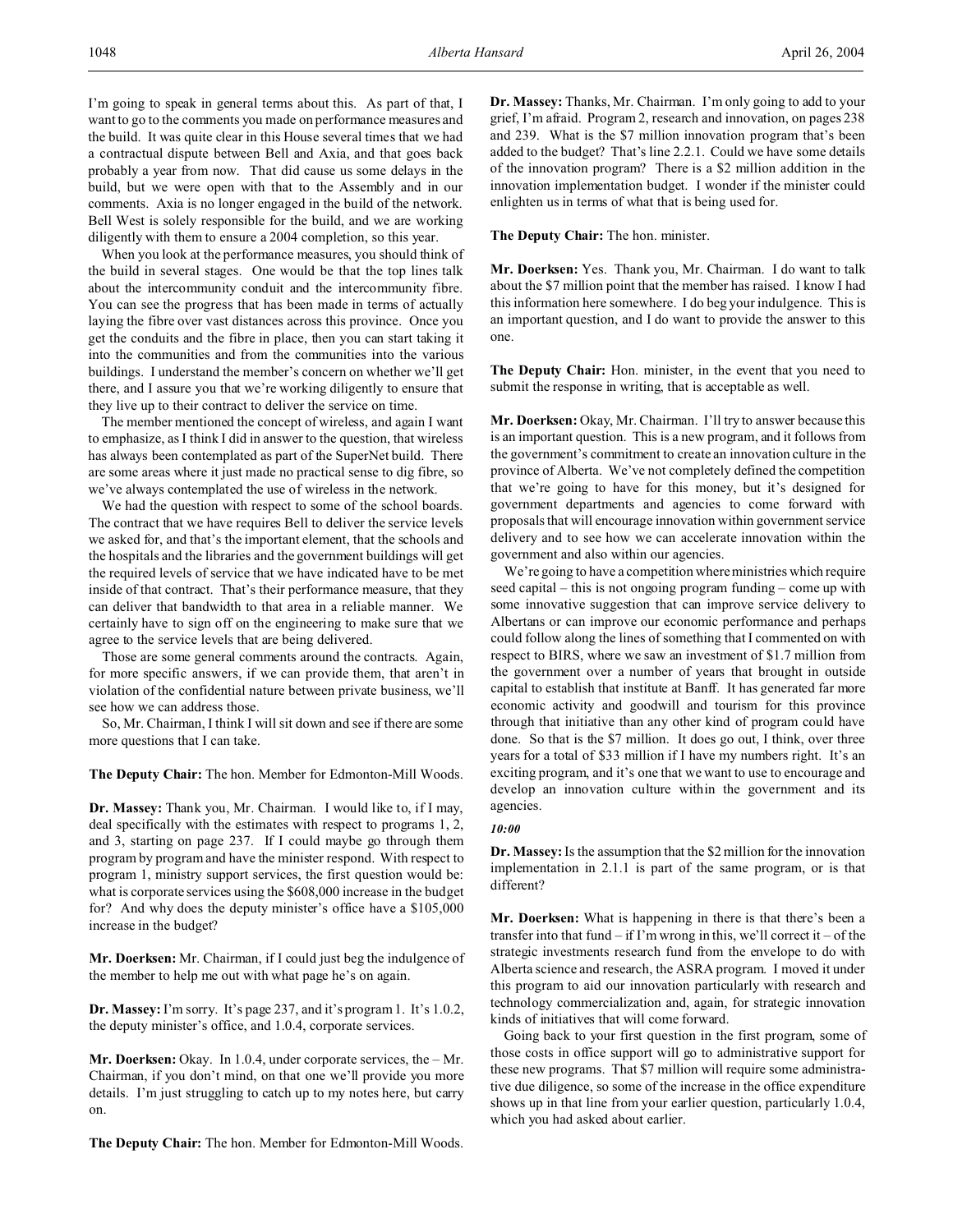I'm going to speak in general terms about this. As part of that, I want to go to the comments you made on performance measures and the build. It was quite clear in this House several times that we had a contractual dispute between Bell and Axia, and that goes back probably a year from now. That did cause us some delays in the build, but we were open with that to the Assembly and in our comments. Axia is no longer engaged in the build of the network. Bell West is solely responsible for the build, and we are working diligently with them to ensure a 2004 completion, so this year.

When you look at the performance measures, you should think of the build in several stages. One would be that the top lines talk about the intercommunity conduit and the intercommunity fibre. You can see the progress that has been made in terms of actually laying the fibre over vast distances across this province. Once you get the conduits and the fibre in place, then you can start taking it into the communities and from the communities into the various buildings. I understand the member's concern on whether we'll get there, and I assure you that we're working diligently to ensure that they live up to their contract to deliver the service on time.

The member mentioned the concept of wireless, and again I want to emphasize, as I think I did in answer to the question, that wireless has always been contemplated as part of the SuperNet build. There are some areas where it just made no practical sense to dig fibre, so we've always contemplated the use of wireless in the network.

We had the question with respect to some of the school boards. The contract that we have requires Bell to deliver the service levels we asked for, and that's the important element, that the schools and the hospitals and the libraries and the government buildings will get the required levels of service that we have indicated have to be met inside of that contract. That's their performance measure, that they can deliver that bandwidth to that area in a reliable manner. We certainly have to sign off on the engineering to make sure that we agree to the service levels that are being delivered.

Those are some general comments around the contracts. Again, for more specific answers, if we can provide them, that aren't in violation of the confidential nature between private business, we'll see how we can address those.

So, Mr. Chairman, I think I will sit down and see if there are some more questions that I can take.

**The Deputy Chair:** The hon. Member for Edmonton-Mill Woods.

**Dr. Massey:** Thank you, Mr. Chairman. I would like to, if I may, deal specifically with the estimates with respect to programs 1, 2, and 3, starting on page 237. If I could maybe go through them program by program and have the minister respond. With respect to program 1, ministry support services, the first question would be: what is corporate services using the $608,000 increase in the budget for? And why does the deputy minister's office have a $105,000 increase in the budget?

**Mr. Doerksen:** Mr. Chairman, if I could just beg the indulgence of the member to help me out with what page he's on again.

**Dr. Massey:** I'm sorry. It's page 237, and it's program 1. It's 1.0.2, the deputy minister's office, and 1.0.4, corporate services.

**Mr. Doerksen:** Okay. In 1.0.4, under corporate services, the – Mr. Chairman, if you don't mind, on that one we'll provide you more details. I'm just struggling to catch up to my notes here, but carry on.

**The Deputy Chair:** The hon. Member for Edmonton-Mill Woods.

**Dr. Massey:** Thanks, Mr. Chairman. I'm only going to add to your grief, I'm afraid. Program 2, research and innovation, on pages 238 and 239. What is the $7 million innovation program that's been added to the budget? That's line 2.2.1. Could we have some details of the innovation program? There is a $2 million addition in the innovation implementation budget. I wonder if the minister could enlighten us in terms of what that is being used for.

**The Deputy Chair:** The hon. minister.

**Mr. Doerksen:** Yes. Thank you, Mr. Chairman. I do want to talk about the $7 million point that the member has raised. I know I had this information here somewhere. I do beg your indulgence. This is an important question, and I do want to provide the answer to this one.

**The Deputy Chair:** Hon. minister, in the event that you need to submit the response in writing, that is acceptable as well.

**Mr. Doerksen:** Okay, Mr. Chairman. I'll try to answer because this is an important question. This is a new program, and it follows from the government's commitment to create an innovation culture in the province of Alberta. We've not completely defined the competition that we're going to have for this money, but it's designed for government departments and agencies to come forward with proposals that will encourage innovation within government service delivery and to see how we can accelerate innovation within the government and also within our agencies.

We're going to have a competition where ministries which require seed capital – this is not ongoing program funding – come up with some innovative suggestion that can improve service delivery to Albertans or can improve our economic performance and perhaps could follow along the lines of something that I commented on with respect to BIRS, where we saw an investment of $1.7 million from the government over a number of years that brought in outside capital to establish that institute at Banff. It has generated far more economic activity and goodwill and tourism for this province through that initiative than any other kind of program could have done. So that is the $7 million. It does go out, I think, over three years for a total of $33 million if I have my numbers right. It's an exciting program, and it's one that we want to use to encourage and develop an innovation culture within the government and its agencies.

*10:00*

**Dr. Massey:** Is the assumption that the $2 million for the innovation implementation in 2.1.1 is part of the same program, or is that different?

**Mr. Doerksen:** What is happening in there is that there's been a transfer into that fund – if I'm wrong in this, we'll correct it – of the strategic investments research fund from the envelope to do with Alberta science and research, the ASRA program. I moved it under this program to aid our innovation particularly with research and technology commercialization and, again, for strategic innovation kinds of initiatives that will come forward.

Going back to your first question in the first program, some of those costs in office support will go to administrative support for these new programs. That $7 million will require some administrative due diligence, so some of the increase in the office expenditure shows up in that line from your earlier question, particularly 1.0.4, which you had asked about earlier.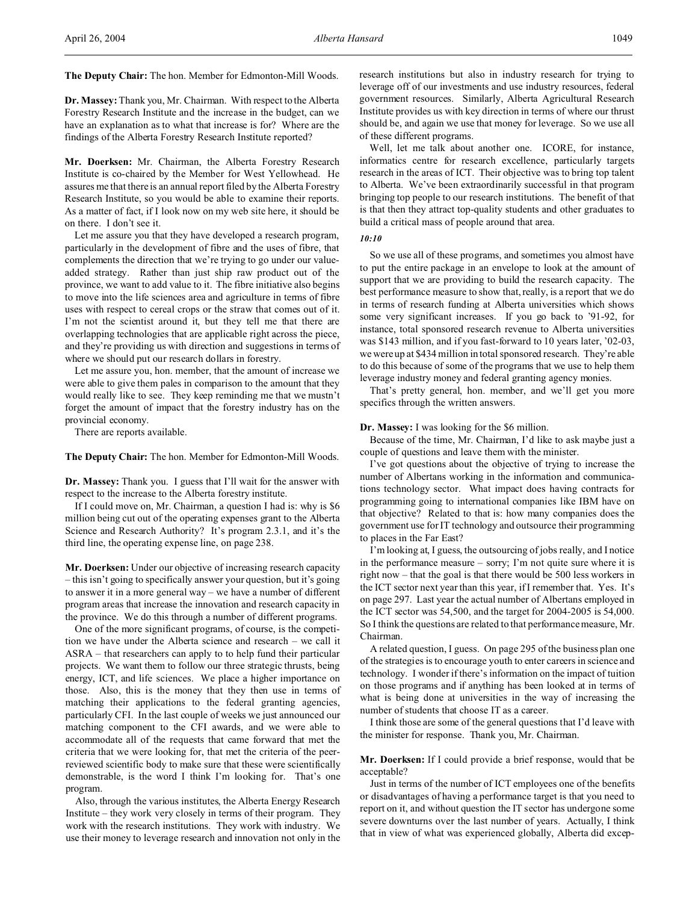**The Deputy Chair:** The hon. Member for Edmonton-Mill Woods.

**Dr. Massey:** Thank you, Mr. Chairman. With respect to the Alberta Forestry Research Institute and the increase in the budget, can we have an explanation as to what that increase is for? Where are the findings of the Alberta Forestry Research Institute reported?

**Mr. Doerksen:** Mr. Chairman, the Alberta Forestry Research Institute is co-chaired by the Member for West Yellowhead. He assures me that there is an annual report filed by the Alberta Forestry Research Institute, so you would be able to examine their reports. As a matter of fact, if I look now on my web site here, it should be on there. I don't see it.

Let me assure you that they have developed a research program, particularly in the development of fibre and the uses of fibre, that complements the direction that we're trying to go under our value-added strategy. Rather than just ship raw product out of the province, we want to add value to it. The fibre initiative also begins to move into the life sciences area and agriculture in terms of fibre uses with respect to cereal crops or the straw that comes out of it. I'm not the scientist around it, but they tell me that there are overlapping technologies that are applicable right across the piece, and they're providing us with direction and suggestions in terms of where we should put our research dollars in forestry.

Let me assure you, hon. member, that the amount of increase we were able to give them pales in comparison to the amount that they would really like to see. They keep reminding me that we mustn't forget the amount of impact that the forestry industry has on the provincial economy.

There are reports available.

**The Deputy Chair:** The hon. Member for Edmonton-Mill Woods.

**Dr. Massey:** Thank you. I guess that I'll wait for the answer with respect to the increase to the Alberta forestry institute.

If I could move on, Mr. Chairman, a question I had is: why is $6 million being cut out of the operating expenses grant to the Alberta Science and Research Authority? It's program 2.3.1, and it's the third line, the operating expense line, on page 238.

**Mr. Doerksen:** Under our objective of increasing research capacity – this isn't going to specifically answer your question, but it's going to answer it in a more general way – we have a number of different program areas that increase the innovation and research capacity in the province. We do this through a number of different programs.

One of the more significant programs, of course, is the competition we have under the Alberta science and research – we call it ASRA – that researchers can apply to to help fund their particular projects. We want them to follow our three strategic thrusts, being energy, ICT, and life sciences. We place a high importance on those. Also, this is the money that they then use in terms of matching their applications to the federal granting agencies, particularly CFI. In the last couple of weeks we just announced our matching component to the CFI awards, and we were able to accommodate all of the requests that came forward that met the criteria that we were looking for, that met the criteria of the peer-reviewed scientific body to make sure that these were scientifically demonstrable, is the word I think I'm looking for. That's one program.

Also, through the various institutes, the Alberta Energy Research Institute – they work very closely in terms of their program. They work with the research institutions. They work with industry. We use their money to leverage research and innovation not only in the research institutions but also in industry research for trying to leverage off of our investments and use industry resources, federal government resources. Similarly, Alberta Agricultural Research Institute provides us with key direction in terms of where our thrust should be, and again we use that money for leverage. So we use all of these different programs.

Well, let me talk about another one. ICORE, for instance, informatics centre for research excellence, particularly targets research in the areas of ICT. Their objective was to bring top talent to Alberta. We've been extraordinarily successful in that program bringing top people to our research institutions. The benefit of that is that then they attract top-quality students and other graduates to build a critical mass of people around that area.

*10:10*

So we use all of these programs, and sometimes you almost have to put the entire package in an envelope to look at the amount of support that we are providing to build the research capacity. The best performance measure to show that, really, is a report that we do in terms of research funding at Alberta universities which shows some very significant increases. If you go back to '91-92, for instance, total sponsored research revenue to Alberta universities was $143 million, and if you fast-forward to 10 years later, '02-03, we were up at $434 million in total sponsored research. They're able to do this because of some of the programs that we use to help them leverage industry money and federal granting agency monies.

That's pretty general, hon. member, and we'll get you more specifics through the written answers.

**Dr. Massey:** I was looking for the $6 million.

Because of the time, Mr. Chairman, I'd like to ask maybe just a couple of questions and leave them with the minister.

I've got questions about the objective of trying to increase the number of Albertans working in the information and communications technology sector. What impact does having contracts for programming going to international companies like IBM have on that objective? Related to that is: how many companies does the government use for IT technology and outsource their programming to places in the Far East?

I'm looking at, I guess, the outsourcing of jobs really, and I notice in the performance measure – sorry; I'm not quite sure where it is right now – that the goal is that there would be 500 less workers in the ICT sector next year than this year, if I remember that. Yes. It's on page 297. Last year the actual number of Albertans employed in the ICT sector was 54,500, and the target for 2004-2005 is 54,000. So I think the questions are related to that performance measure, Mr. Chairman.

A related question, I guess. On page 295 of the business plan one of the strategies is to encourage youth to enter careers in science and technology. I wonder if there's information on the impact of tuition on those programs and if anything has been looked at in terms of what is being done at universities in the way of increasing the number of students that choose IT as a career.

I think those are some of the general questions that I'd leave with the minister for response. Thank you, Mr. Chairman.

**Mr. Doerksen:** If I could provide a brief response, would that be acceptable?

Just in terms of the number of ICT employees one of the benefits or disadvantages of having a performance target is that you need to report on it, and without question the IT sector has undergone some severe downturns over the last number of years. Actually, I think that in view of what was experienced globally, Alberta did excep-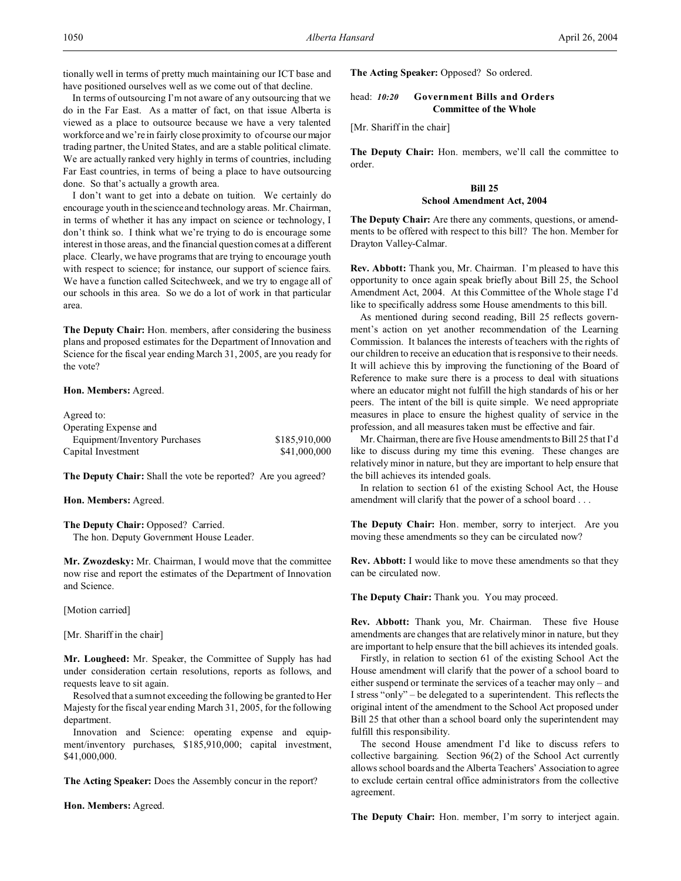tionally well in terms of pretty much maintaining our ICT base and have positioned ourselves well as we come out of that decline.

In terms of outsourcing I'm not aware of any outsourcing that we do in the Far East. As a matter of fact, on that issue Alberta is viewed as a place to outsource because we have a very talented workforce and we're in fairly close proximity to of course our major trading partner, the United States, and are a stable political climate. We are actually ranked very highly in terms of countries, including Far East countries, in terms of being a place to have outsourcing done. So that's actually a growth area.

I don't want to get into a debate on tuition. We certainly do encourage youth in the science and technology areas. Mr. Chairman, in terms of whether it has any impact on science or technology, I don't think so. I think what we're trying to do is encourage some interest in those areas, and the financial question comes at a different place. Clearly, we have programs that are trying to encourage youth with respect to science; for instance, our support of science fairs. We have a function called Scitechweek, and we try to engage all of our schools in this area. So we do a lot of work in that particular area.

**The Deputy Chair:** Hon. members, after considering the business plans and proposed estimates for the Department of Innovation and Science for the fiscal year ending March 31, 2005, are you ready for the vote?

**Hon. Members:** Agreed.

Agreed to:

| | |
|---|---|
| Operating Expense and Equipment/Inventory Purchases | $185,910,000 |
| Capital Investment | $41,000,000 |

**The Deputy Chair:** Shall the vote be reported? Are you agreed?

**Hon. Members:** Agreed.

**The Deputy Chair:** Opposed? Carried.

The hon. Deputy Government House Leader.

**Mr. Zwozdesky:** Mr. Chairman, I would move that the committee now rise and report the estimates of the Department of Innovation and Science.

[Motion carried]

[Mr. Shariff in the chair]

**Mr. Lougheed:** Mr. Speaker, the Committee of Supply has had under consideration certain resolutions, reports as follows, and requests leave to sit again.

Resolved that a sum not exceeding the following be granted to Her Majesty for the fiscal year ending March 31, 2005, for the following department.

Innovation and Science: operating expense and equipment/inventory purchases, $185,910,000; capital investment, $41,000,000.

**The Acting Speaker:** Does the Assembly concur in the report?

**Hon. Members:** Agreed.

**The Acting Speaker:** Opposed? So ordered.

head: *10:20* **Government Bills and Orders Committee of the Whole**

[Mr. Shariff in the chair]

**The Deputy Chair:** Hon. members, we'll call the committee to order.

## Bill 25
## School Amendment Act, 2004

**The Deputy Chair:** Are there any comments, questions, or amendments to be offered with respect to this bill? The hon. Member for Drayton Valley-Calmar.

**Rev. Abbott:** Thank you, Mr. Chairman. I'm pleased to have this opportunity to once again speak briefly about Bill 25, the School Amendment Act, 2004. At this Committee of the Whole stage I'd like to specifically address some House amendments to this bill.

As mentioned during second reading, Bill 25 reflects government's action on yet another recommendation of the Learning Commission. It balances the interests of teachers with the rights of our children to receive an education that is responsive to their needs. It will achieve this by improving the functioning of the Board of Reference to make sure there is a process to deal with situations where an educator might not fulfill the high standards of his or her peers. The intent of the bill is quite simple. We need appropriate measures in place to ensure the highest quality of service in the profession, and all measures taken must be effective and fair.

Mr. Chairman, there are five House amendments to Bill 25 that I'd like to discuss during my time this evening. These changes are relatively minor in nature, but they are important to help ensure that the bill achieves its intended goals.

In relation to section 61 of the existing School Act, the House amendment will clarify that the power of a school board . . .

**The Deputy Chair:** Hon. member, sorry to interject. Are you moving these amendments so they can be circulated now?

**Rev. Abbott:** I would like to move these amendments so that they can be circulated now.

**The Deputy Chair:** Thank you. You may proceed.

**Rev. Abbott:** Thank you, Mr. Chairman. These five House amendments are changes that are relatively minor in nature, but they are important to help ensure that the bill achieves its intended goals.

Firstly, in relation to section 61 of the existing School Act the House amendment will clarify that the power of a school board to either suspend or terminate the services of a teacher may only – and I stress "only" – be delegated to a superintendent. This reflects the original intent of the amendment to the School Act proposed under Bill 25 that other than a school board only the superintendent may fulfill this responsibility.

The second House amendment I'd like to discuss refers to collective bargaining. Section 96(2) of the School Act currently allows school boards and the Alberta Teachers' Association to agree to exclude certain central office administrators from the collective agreement.

**The Deputy Chair:** Hon. member, I'm sorry to interject again.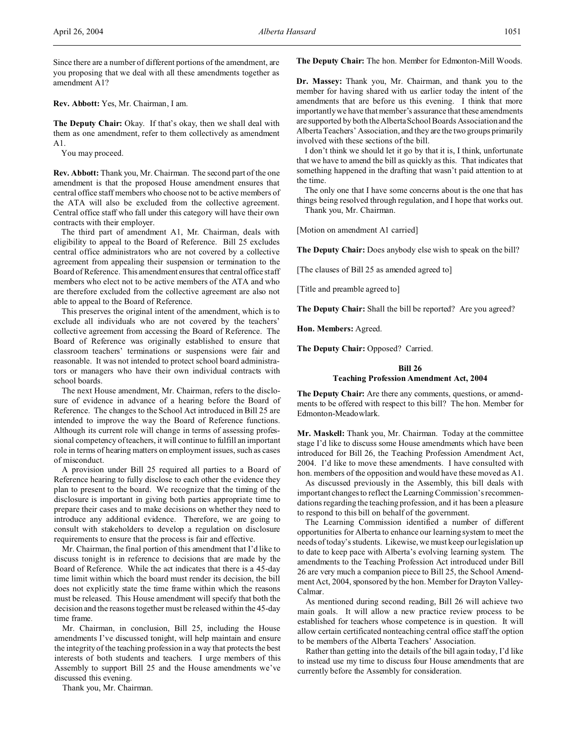Since there are a number of different portions of the amendment, are you proposing that we deal with all these amendments together as amendment A1?

**Rev. Abbott:** Yes, Mr. Chairman, I am.

**The Deputy Chair:** Okay. If that's okay, then we shall deal with them as one amendment, refer to them collectively as amendment A1.

You may proceed.

**Rev. Abbott:** Thank you, Mr. Chairman. The second part of the one amendment is that the proposed House amendment ensures that central office staff members who choose not to be active members of the ATA will also be excluded from the collective agreement. Central office staff who fall under this category will have their own contracts with their employer.

The third part of amendment A1, Mr. Chairman, deals with eligibility to appeal to the Board of Reference. Bill 25 excludes central office administrators who are not covered by a collective agreement from appealing their suspension or termination to the Board of Reference. This amendment ensures that central office staff members who elect not to be active members of the ATA and who are therefore excluded from the collective agreement are also not able to appeal to the Board of Reference.

This preserves the original intent of the amendment, which is to exclude all individuals who are not covered by the teachers' collective agreement from accessing the Board of Reference. The Board of Reference was originally established to ensure that classroom teachers' terminations or suspensions were fair and reasonable. It was not intended to protect school board administrators or managers who have their own individual contracts with school boards.

The next House amendment, Mr. Chairman, refers to the disclosure of evidence in advance of a hearing before the Board of Reference. The changes to the School Act introduced in Bill 25 are intended to improve the way the Board of Reference functions. Although its current role will change in terms of assessing professional competency of teachers, it will continue to fulfill an important role in terms of hearing matters on employment issues, such as cases of misconduct.

A provision under Bill 25 required all parties to a Board of Reference hearing to fully disclose to each other the evidence they plan to present to the board. We recognize that the timing of the disclosure is important in giving both parties appropriate time to prepare their cases and to make decisions on whether they need to introduce any additional evidence. Therefore, we are going to consult with stakeholders to develop a regulation on disclosure requirements to ensure that the process is fair and effective.

Mr. Chairman, the final portion of this amendment that I'd like to discuss tonight is in reference to decisions that are made by the Board of Reference. While the act indicates that there is a 45-day time limit within which the board must render its decision, the bill does not explicitly state the time frame within which the reasons must be released. This House amendment will specify that both the decision and the reasons together must be released within the 45-day time frame.

Mr. Chairman, in conclusion, Bill 25, including the House amendments I've discussed tonight, will help maintain and ensure the integrity of the teaching profession in a way that protects the best interests of both students and teachers. I urge members of this Assembly to support Bill 25 and the House amendments we've discussed this evening.

Thank you, Mr. Chairman.

**The Deputy Chair:** The hon. Member for Edmonton-Mill Woods.

**Dr. Massey:** Thank you, Mr. Chairman, and thank you to the member for having shared with us earlier today the intent of the amendments that are before us this evening. I think that more importantly we have that member's assurance that these amendments are supported by both the Alberta School Boards Association and the Alberta Teachers' Association, and they are the two groups primarily involved with these sections of the bill.

I don't think we should let it go by that it is, I think, unfortunate that we have to amend the bill as quickly as this. That indicates that something happened in the drafting that wasn't paid attention to at the time.

The only one that I have some concerns about is the one that has things being resolved through regulation, and I hope that works out.

Thank you, Mr. Chairman.

[Motion on amendment A1 carried]

**The Deputy Chair:** Does anybody else wish to speak on the bill?

[The clauses of Bill 25 as amended agreed to]

[Title and preamble agreed to]

**The Deputy Chair:** Shall the bill be reported? Are you agreed?

**Hon. Members:** Agreed.

**The Deputy Chair:** Opposed? Carried.

## Bill 26
## Teaching Profession Amendment Act, 2004

**The Deputy Chair:** Are there any comments, questions, or amendments to be offered with respect to this bill? The hon. Member for Edmonton-Meadowlark.

**Mr. Maskell:** Thank you, Mr. Chairman. Today at the committee stage I'd like to discuss some House amendments which have been introduced for Bill 26, the Teaching Profession Amendment Act, 2004. I'd like to move these amendments. I have consulted with hon. members of the opposition and would have these moved as A1.

As discussed previously in the Assembly, this bill deals with important changes to reflect the Learning Commission's recommendations regarding the teaching profession, and it has been a pleasure to respond to this bill on behalf of the government.

The Learning Commission identified a number of different opportunities for Alberta to enhance our learning system to meet the needs of today's students. Likewise, we must keep our legislation up to date to keep pace with Alberta's evolving learning system. The amendments to the Teaching Profession Act introduced under Bill 26 are very much a companion piece to Bill 25, the School Amendment Act, 2004, sponsored by the hon. Member for Drayton Valley-Calmar.

As mentioned during second reading, Bill 26 will achieve two main goals. It will allow a new practice review process to be established for teachers whose competence is in question. It will allow certain certificated nonteaching central office staff the option to be members of the Alberta Teachers' Association.

Rather than getting into the details of the bill again today, I'd like to instead use my time to discuss four House amendments that are currently before the Assembly for consideration.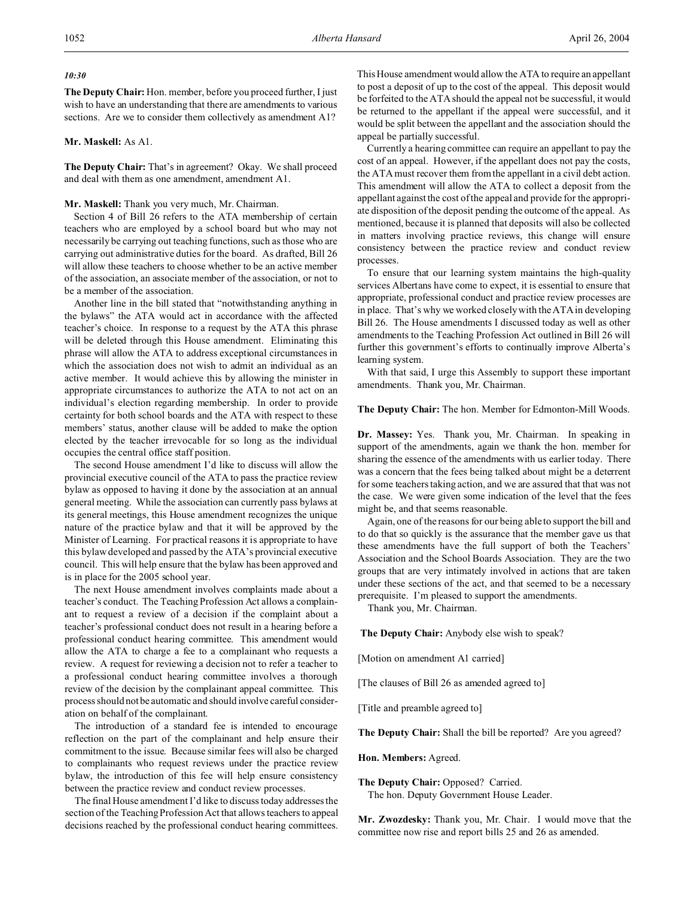*10:30*

**The Deputy Chair:** Hon. member, before you proceed further, I just wish to have an understanding that there are amendments to various sections. Are we to consider them collectively as amendment A1?

**Mr. Maskell:** As A1.

**The Deputy Chair:** That's in agreement? Okay. We shall proceed and deal with them as one amendment, amendment A1.

**Mr. Maskell:** Thank you very much, Mr. Chairman.

Section 4 of Bill 26 refers to the ATA membership of certain teachers who are employed by a school board but who may not necessarily be carrying out teaching functions, such as those who are carrying out administrative duties for the board. As drafted, Bill 26 will allow these teachers to choose whether to be an active member of the association, an associate member of the association, or not to be a member of the association.

Another line in the bill stated that "notwithstanding anything in the bylaws" the ATA would act in accordance with the affected teacher's choice. In response to a request by the ATA this phrase will be deleted through this House amendment. Eliminating this phrase will allow the ATA to address exceptional circumstances in which the association does not wish to admit an individual as an active member. It would achieve this by allowing the minister in appropriate circumstances to authorize the ATA to not act on an individual's election regarding membership. In order to provide certainty for both school boards and the ATA with respect to these members' status, another clause will be added to make the option elected by the teacher irrevocable for so long as the individual occupies the central office staff position.

The second House amendment I'd like to discuss will allow the provincial executive council of the ATA to pass the practice review bylaw as opposed to having it done by the association at an annual general meeting. While the association can currently pass bylaws at its general meetings, this House amendment recognizes the unique nature of the practice bylaw and that it will be approved by the Minister of Learning. For practical reasons it is appropriate to have this bylaw developed and passed by the ATA's provincial executive council. This will help ensure that the bylaw has been approved and is in place for the 2005 school year.

The next House amendment involves complaints made about a teacher's conduct. The Teaching Profession Act allows a complainant to request a review of a decision if the complaint about a teacher's professional conduct does not result in a hearing before a professional conduct hearing committee. This amendment would allow the ATA to charge a fee to a complainant who requests a review. A request for reviewing a decision not to refer a teacher to a professional conduct hearing committee involves a thorough review of the decision by the complainant appeal committee. This process should not be automatic and should involve careful consideration on behalf of the complainant.

The introduction of a standard fee is intended to encourage reflection on the part of the complainant and help ensure their commitment to the issue. Because similar fees will also be charged to complainants who request reviews under the practice review bylaw, the introduction of this fee will help ensure consistency between the practice review and conduct review processes.

The final House amendment I'd like to discuss today addresses the section of the Teaching Profession Act that allows teachers to appeal decisions reached by the professional conduct hearing committees. This House amendment would allow the ATA to require an appellant to post a deposit of up to the cost of the appeal. This deposit would be forfeited to the ATA should the appeal not be successful, it would be returned to the appellant if the appeal were successful, and it would be split between the appellant and the association should the appeal be partially successful.

Currently a hearing committee can require an appellant to pay the cost of an appeal. However, if the appellant does not pay the costs, the ATA must recover them from the appellant in a civil debt action. This amendment will allow the ATA to collect a deposit from the appellant against the cost of the appeal and provide for the appropriate disposition of the deposit pending the outcome of the appeal. As mentioned, because it is planned that deposits will also be collected in matters involving practice reviews, this change will ensure consistency between the practice review and conduct review processes.

To ensure that our learning system maintains the high-quality services Albertans have come to expect, it is essential to ensure that appropriate, professional conduct and practice review processes are in place. That's why we worked closely with the ATA in developing Bill 26. The House amendments I discussed today as well as other amendments to the Teaching Profession Act outlined in Bill 26 will further this government's efforts to continually improve Alberta's learning system.

With that said, I urge this Assembly to support these important amendments. Thank you, Mr. Chairman.

**The Deputy Chair:** The hon. Member for Edmonton-Mill Woods.

**Dr. Massey:** Yes. Thank you, Mr. Chairman. In speaking in support of the amendments, again we thank the hon. member for sharing the essence of the amendments with us earlier today. There was a concern that the fees being talked about might be a deterrent for some teachers taking action, and we are assured that that was not the case. We were given some indication of the level that the fees might be, and that seems reasonable.

Again, one of the reasons for our being able to support the bill and to do that so quickly is the assurance that the member gave us that these amendments have the full support of both the Teachers' Association and the School Boards Association. They are the two groups that are very intimately involved in actions that are taken under these sections of the act, and that seemed to be a necessary prerequisite. I'm pleased to support the amendments.

Thank you, Mr. Chairman.

**The Deputy Chair:** Anybody else wish to speak?

[Motion on amendment A1 carried]

[The clauses of Bill 26 as amended agreed to]

[Title and preamble agreed to]

**The Deputy Chair:** Shall the bill be reported? Are you agreed?

**Hon. Members:** Agreed.

**The Deputy Chair:** Opposed? Carried.
The hon. Deputy Government House Leader.

**Mr. Zwozdesky:** Thank you, Mr. Chair. I would move that the committee now rise and report bills 25 and 26 as amended.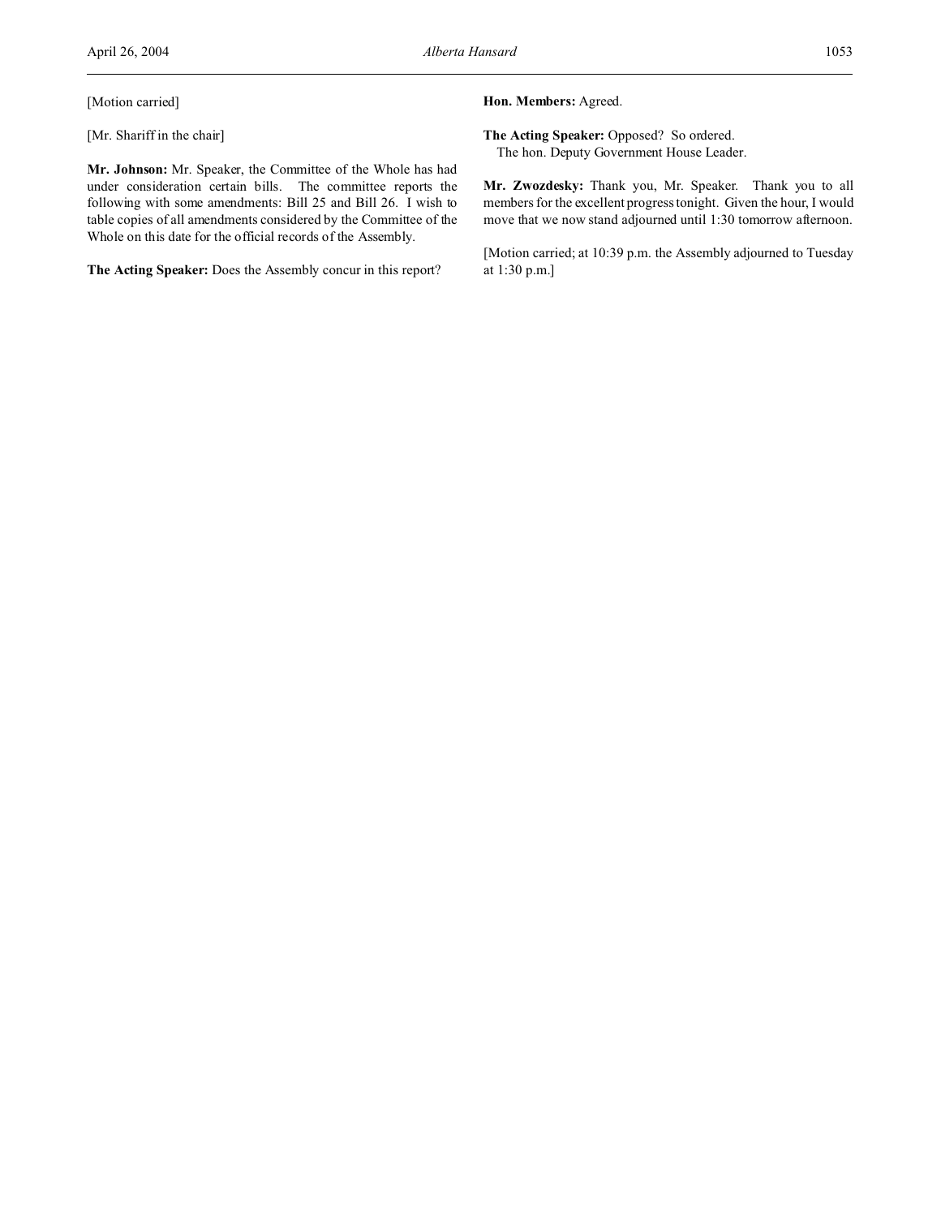[Motion carried]

[Mr. Shariff in the chair]

**Mr. Johnson:** Mr. Speaker, the Committee of the Whole has had under consideration certain bills. The committee reports the following with some amendments: Bill 25 and Bill 26. I wish to table copies of all amendments considered by the Committee of the Whole on this date for the official records of the Assembly.

**The Acting Speaker:** Does the Assembly concur in this report?

**Hon. Members:** Agreed.

**The Acting Speaker:** Opposed? So ordered.
The hon. Deputy Government House Leader.

**Mr. Zwozdesky:** Thank you, Mr. Speaker. Thank you to all members for the excellent progress tonight. Given the hour, I would move that we now stand adjourned until 1:30 tomorrow afternoon.

[Motion carried; at 10:39 p.m. the Assembly adjourned to Tuesday at 1:30 p.m.]